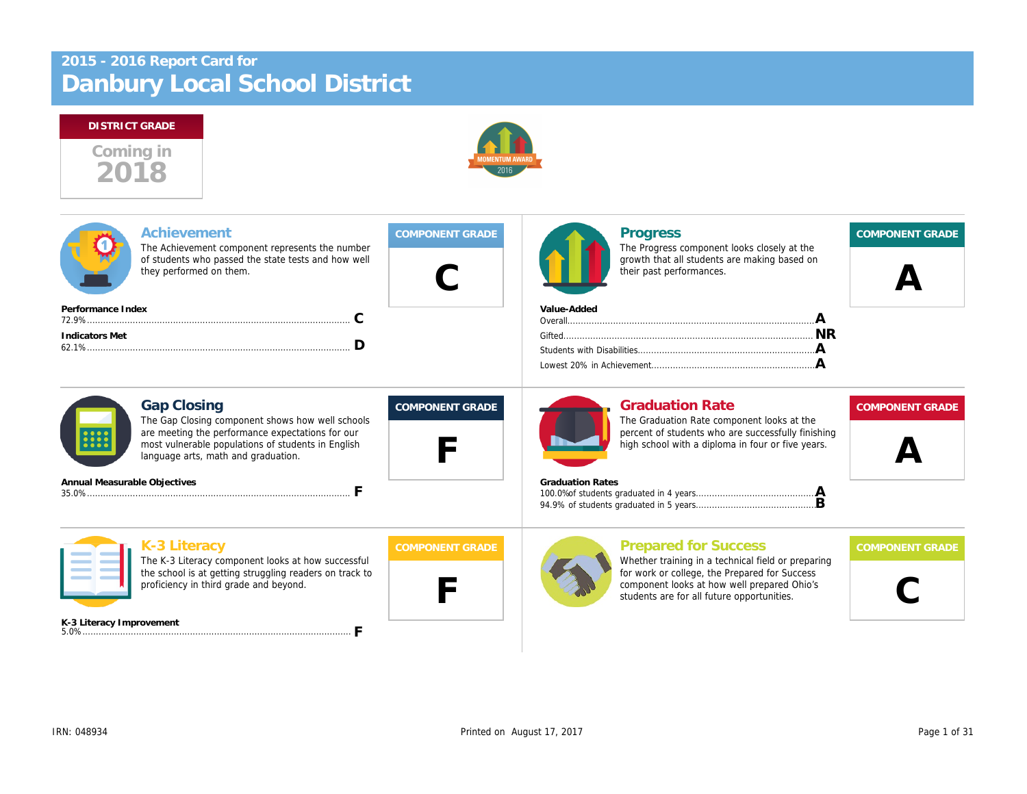# 2015 - 2016 Report Card for Danbury Local School District

**DISTRICT GRADE**

Coming in 2018

MOMENTUM AWARD 2016

## Achievement

The Achievement component represents the number of students who passed the state tests and how well they performed on them.

**COMPONENT GRADE: C**

**Performance Index**
72.9% ........ C

**Indicators Met**
62.1% ........ D

## Progress

The Progress component looks closely at the growth that all students are making based on their past performances.

**COMPONENT GRADE: A**

**Value-Added**
- Overall ........ A
- Gifted ........ NR
- Students with Disabilities ........ A
- Lowest 20% in Achievement ........ A

## Gap Closing

The Gap Closing component shows how well schools are meeting the performance expectations for our most vulnerable populations of students in English language arts, math and graduation.

**COMPONENT GRADE: F**

**Annual Measurable Objectives**
35.0% ........ F

## Graduation Rate

The Graduation Rate component looks at the percent of students who are successfully finishing high school with a diploma in four or five years.

**COMPONENT GRADE: A**

**Graduation Rates**
- 100.0% of students graduated in 4 years ........ A
- 94.9% of students graduated in 5 years ........ B

## K-3 Literacy

The K-3 Literacy component looks at how successful the school is at getting struggling readers on track to proficiency in third grade and beyond.

**COMPONENT GRADE: F**

**K-3 Literacy Improvement**
5.0% ........ F

## Prepared for Success

Whether training in a technical field or preparing for work or college, the Prepared for Success component looks at how well prepared Ohio's students are for all future opportunities.

**COMPONENT GRADE: C**

IRN: 048934

Printed on August 17, 2017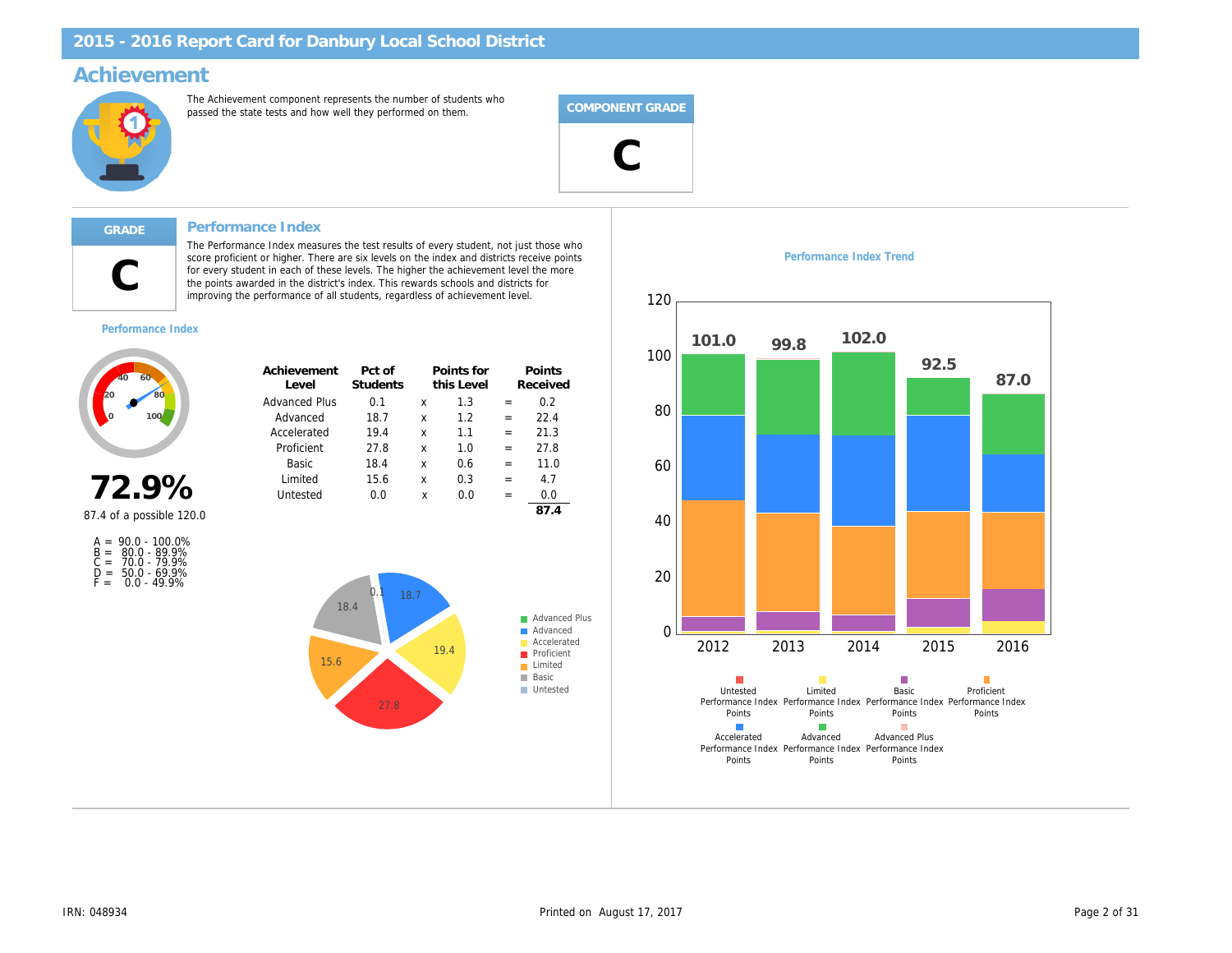# 2015 - 2016 Report Card for Danbury Local School District

## Achievement

The Achievement component represents the number of students who passed the state tests and how well they performed on them.

**COMPONENT GRADE**

**C**

**GRADE**

**C**

### Performance Index

The Performance Index measures the test results of every student, not just those who score proficient or higher. There are six levels on the index and districts receive points for every student in each of these levels. The higher the achievement level the more the points awarded in the district's index. This rewards schools and districts for improving the performance of all students, regardless of achievement level.

**Performance Index**

**72.9%**

87.4 of a possible 120.0

A = 90.0 - 100.0%
B = 80.0 - 89.9%
C = 70.0 - 79.9%
D = 50.0 - 69.9%
F = 0.0 - 49.9%

| Achievement Level | Pct of Students | | Points for this Level | | Points Received |
|---|---|---|---|---|---|
| Advanced Plus | 0.1 | x | 1.3 | = | 0.2 |
| Advanced | 18.7 | x | 1.2 | = | 22.4 |
| Accelerated | 19.4 | x | 1.1 | = | 21.3 |
| Proficient | 27.8 | x | 1.0 | = | 27.8 |
| Basic | 18.4 | x | 0.6 | = | 11.0 |
| Limited | 15.6 | x | 0.3 | = | 4.7 |
| Untested | 0.0 | x | 0.0 | = | 0.0 |
| | | | | | **87.4** |

**Performance Index Trend**

| Year | Performance Index |
|---|---|
| 2012 | 101.0 |
| 2013 | 99.8 |
| 2014 | 102.0 |
| 2015 | 92.5 |
| 2016 | 87.0 |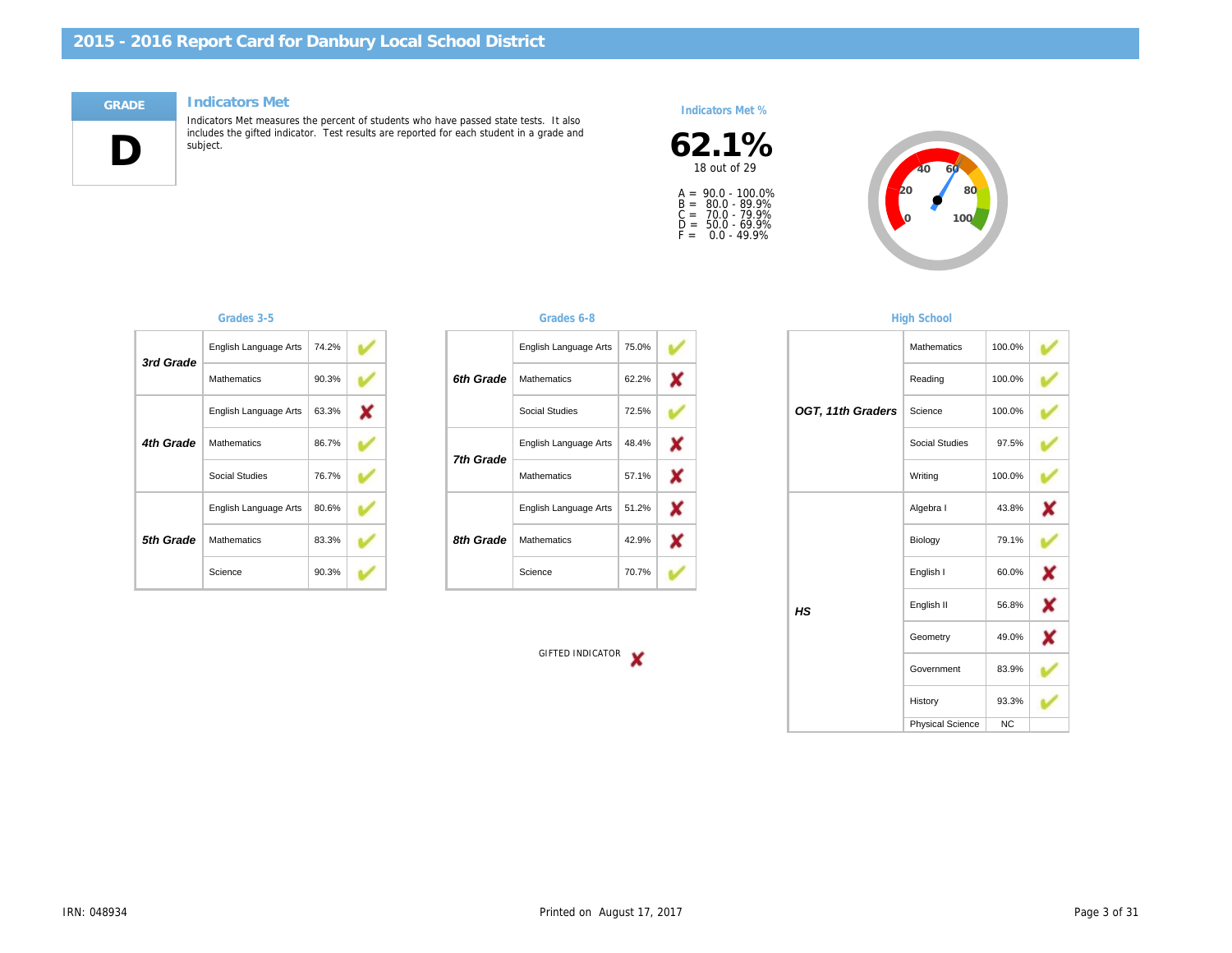# 2015 - 2016 Report Card for Danbury Local School District

**GRADE**

**D**

## Indicators Met

Indicators Met measures the percent of students who have passed state tests. It also includes the gifted indicator. Test results are reported for each student in a grade and subject.

**Indicators Met %**

**62.1%**

18 out of 29

A = 90.0 - 100.0%
B = 80.0 - 89.9%
C = 70.0 - 79.9%
D = 50.0 - 69.9%
F = 0.0 - 49.9%

### Grades 3-5

| Grade | Subject | Percent | Met |
|---|---|---|---|
| 3rd Grade | English Language Arts | 74.2% | ✔ |
| | Mathematics | 90.3% | ✔ |
| 4th Grade | English Language Arts | 63.3% | ✘ |
| | Mathematics | 86.7% | ✔ |
| | Social Studies | 76.7% | ✔ |
| 5th Grade | English Language Arts | 80.6% | ✔ |
| | Mathematics | 83.3% | ✔ |
| | Science | 90.3% | ✔ |

### Grades 6-8

| Grade | Subject | Percent | Met |
|---|---|---|---|
| 6th Grade | English Language Arts | 75.0% | ✔ |
| | Mathematics | 62.2% | ✘ |
| | Social Studies | 72.5% | ✔ |
| 7th Grade | English Language Arts | 48.4% | ✘ |
| | Mathematics | 57.1% | ✘ |
| 8th Grade | English Language Arts | 51.2% | ✘ |
| | Mathematics | 42.9% | ✘ |
| | Science | 70.7% | ✔ |

### High School

| Grade | Subject | Percent | Met |
|---|---|---|---|
| OGT, 11th Graders | Mathematics | 100.0% | ✔ |
| | Reading | 100.0% | ✔ |
| | Science | 100.0% | ✔ |
| | Social Studies | 97.5% | ✔ |
| | Writing | 100.0% | ✔ |
| HS | Algebra I | 43.8% | ✘ |
| | Biology | 79.1% | ✔ |
| | English I | 60.0% | ✘ |
| | English II | 56.8% | ✘ |
| | Geometry | 49.0% | ✘ |
| | Government | 83.9% | ✔ |
| | History | 93.3% | ✔ |
| | Physical Science | NC | |

GIFTED INDICATOR ✘

IRN: 048934

Printed on August 17, 2017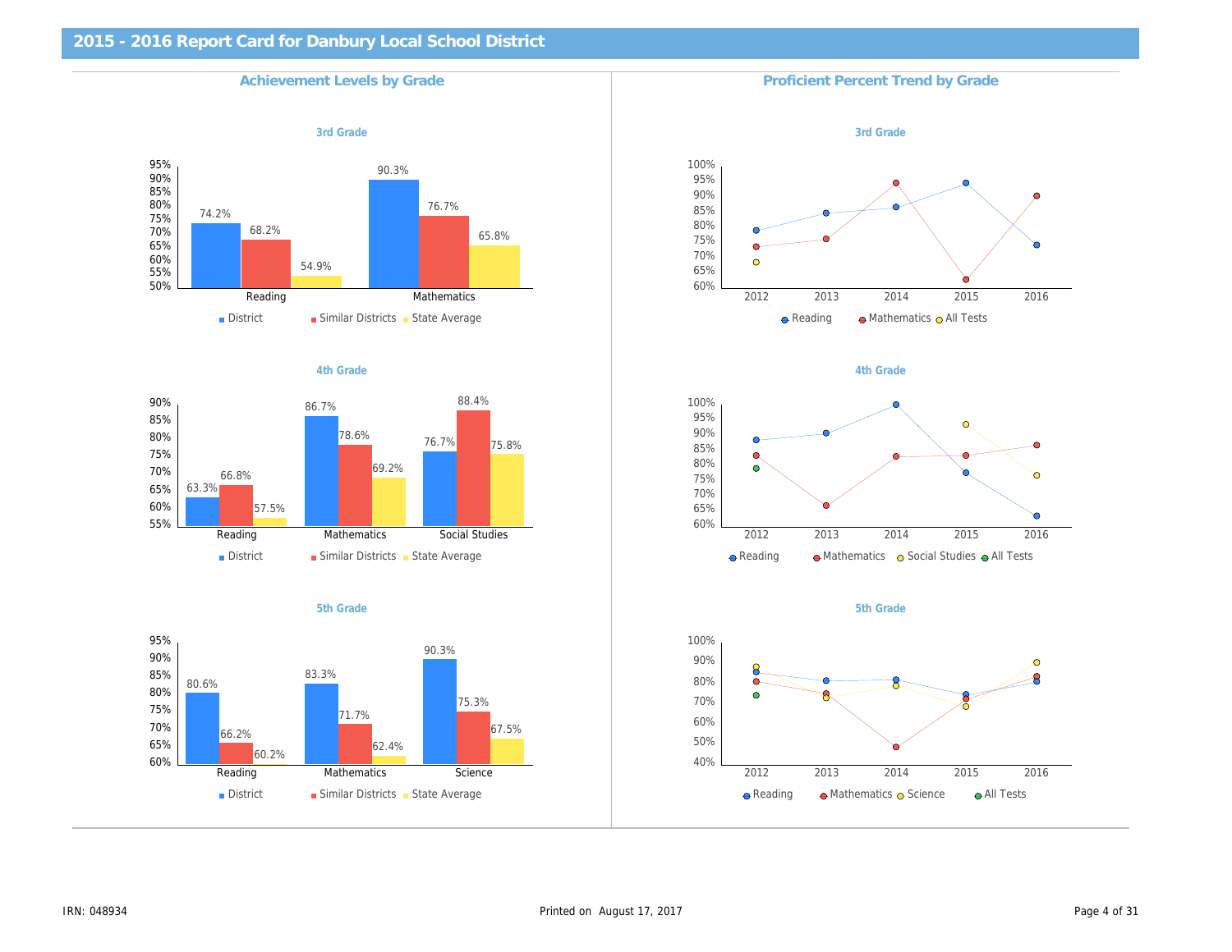# 2015 - 2016 Report Card for Danbury Local School District

## Achievement Levels by Grade

### 3rd Grade

| | District | Similar Districts | State Average |
|---|---|---|---|
| Reading | 74.2% | 68.2% | 54.9% |
| Mathematics | 90.3% | 76.7% | 65.8% |

### 4th Grade

| | District | Similar Districts | State Average |
|---|---|---|---|
| Reading | 63.3% | 66.8% | 57.5% |
| Mathematics | 86.7% | 78.6% | 69.2% |
| Social Studies | 76.7% | 88.4% | 75.8% |

### 5th Grade

| | District | Similar Districts | State Average |
|---|---|---|---|
| Reading | 80.6% | 66.2% | 60.2% |
| Mathematics | 83.3% | 71.7% | 62.4% |
| Science | 90.3% | 75.3% | 67.5% |

## Proficient Percent Trend by Grade

### 3rd Grade

Legend: Reading, Mathematics, All Tests

### 4th Grade

Legend: Reading, Mathematics, Social Studies, All Tests

### 5th Grade

Legend: Reading, Mathematics, Science, All Tests

IRN: 048934

Printed on August 17, 2017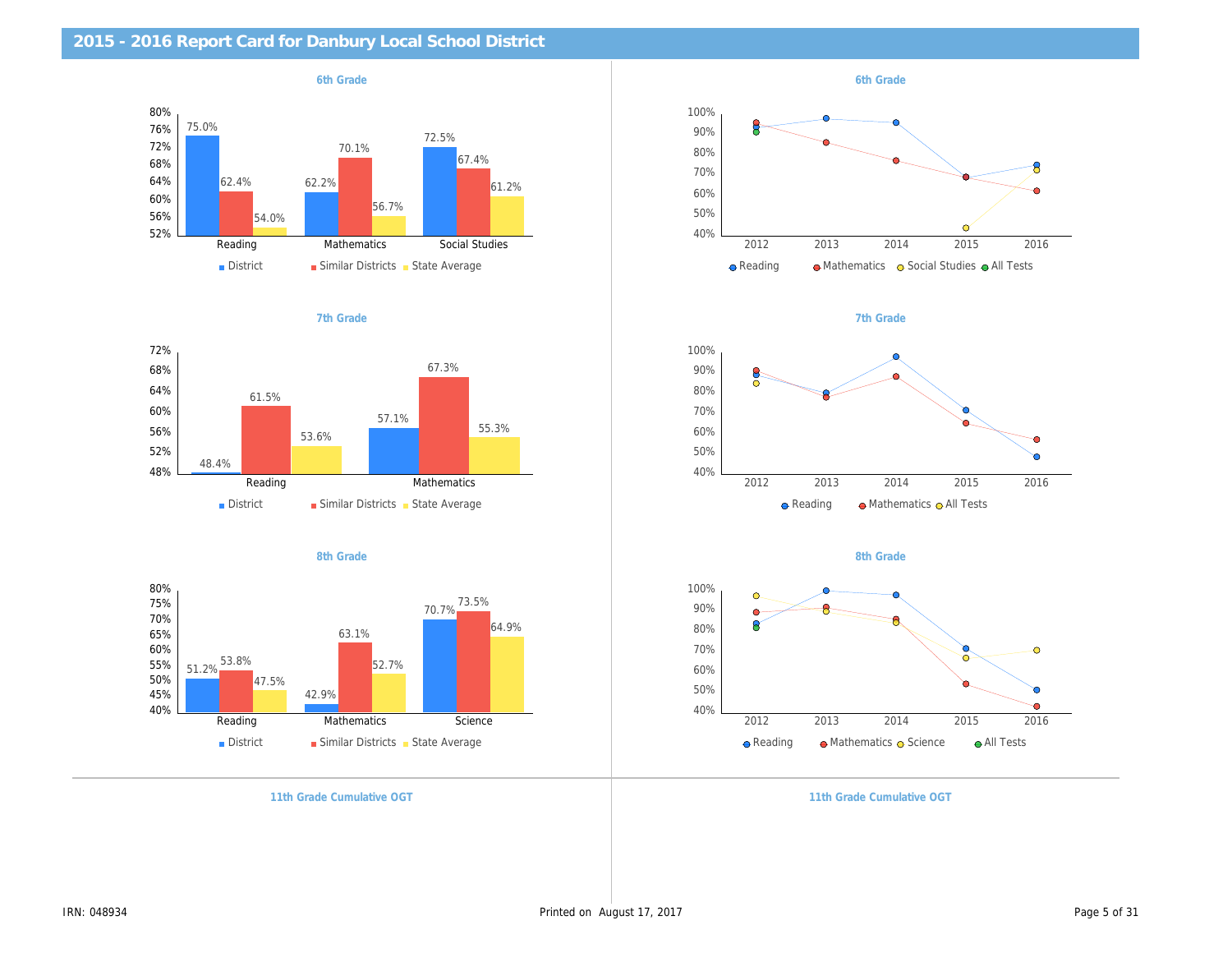# 2015 - 2016 Report Card for Danbury Local School District

### 6th Grade

| | District | Similar Districts | State Average |
|---|---|---|---|
| Reading | 75.0% | 62.4% | 54.0% |
| Mathematics | 62.2% | 70.1% | 56.7% |
| Social Studies | 72.5% | 67.4% | 61.2% |

### 6th Grade

Reading, Mathematics, Social Studies, All Tests (2012–2016)

### 7th Grade

| | District | Similar Districts | State Average |
|---|---|---|---|
| Reading | 48.4% | 61.5% | 53.6% |
| Mathematics | 57.1% | 67.3% | 55.3% |

### 7th Grade

Reading, Mathematics, All Tests (2012–2016)

### 8th Grade

| | District | Similar Districts | State Average |
|---|---|---|---|
| Reading | 51.2% | 53.8% | 47.5% |
| Mathematics | 42.9% | 63.1% | 52.7% |
| Science | 70.7% | 73.5% | 64.9% |

### 8th Grade

Reading, Mathematics, Science, All Tests (2012–2016)

### 11th Grade Cumulative OGT

### 11th Grade Cumulative OGT

IRN: 048934

Printed on August 17, 2017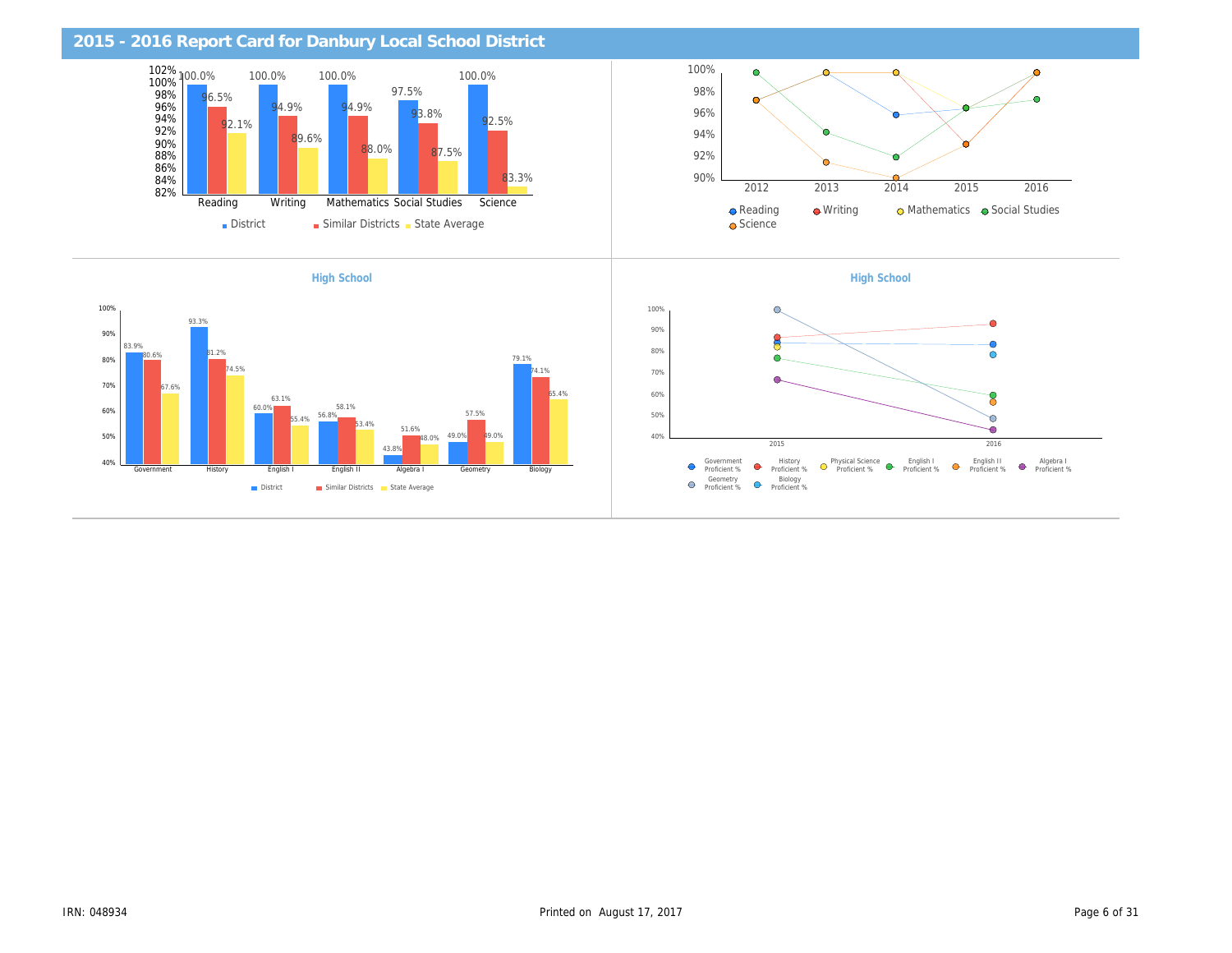## 2015 - 2016 Report Card for Danbury Local School District

| | Reading | Writing | Mathematics | Social Studies | Science |
|---|---|---|---|---|---|
| District | 100.0% | 100.0% | 100.0% | 97.5% | 100.0% |
| Similar Districts | 96.5% | 94.9% | 94.9% | 93.8% | 92.5% |
| State Average | 92.1% | 89.6% | 88.0% | 87.5% | 83.3% |

### High School

| | Government | History | English I | English II | Algebra I | Geometry | Biology |
|---|---|---|---|---|---|---|---|
| District | 83.9% | 93.3% | 60.0% | 56.8% | 43.8% | 49.0% | 79.1% |
| Similar Districts | 80.6% | 81.2% | 63.1% | 58.1% | 51.6% | 57.5% | 74.1% |
| State Average | 67.6% | 74.5% | 55.4% | 53.4% | 48.0% | 49.0% | 65.4% |

### High School

Government Proficient %, History Proficient %, Physical Science Proficient %, English I Proficient %, English II Proficient %, Algebra I Proficient %, Geometry Proficient %, Biology Proficient %

IRN: 048934

Printed on August 17, 2017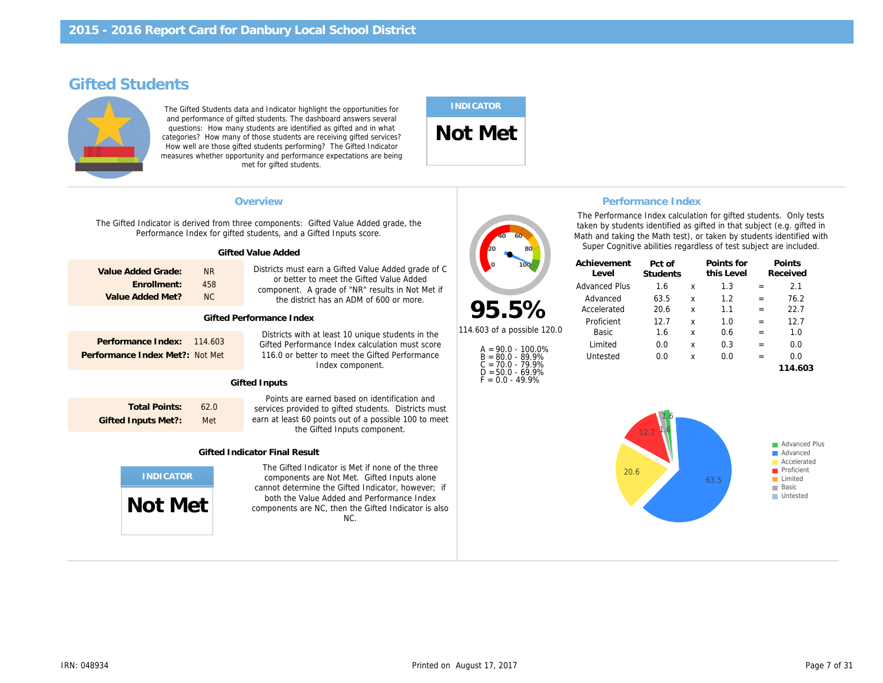# 2015 - 2016 Report Card for Danbury Local School District

## Gifted Students

The Gifted Students data and Indicator highlight the opportunities for and performance of gifted students. The dashboard answers several questions: How many students are identified as gifted and in what categories? How many of those students are receiving gifted services? How well are those gifted students performing? The Gifted Indicator measures whether opportunity and performance expectations are being met for gifted students.

**INDICATOR**

**Not Met**

### Overview

The Gifted Indicator is derived from three components: Gifted Value Added grade, the Performance Index for gifted students, and a Gifted Inputs score.

#### Gifted Value Added

| | |
|---|---|
| **Value Added Grade:** | NR |
| **Enrollment:** | 458 |
| **Value Added Met?** | NC |

Districts must earn a Gifted Value Added grade of C or better to meet the Gifted Value Added component. A grade of "NR" results in Not Met if the district has an ADM of 600 or more.

#### Gifted Performance Index

| | |
|---|---|
| **Performance Index:** | 114.603 |
| **Performance Index Met?:** | Not Met |

Districts with at least 10 unique students in the Gifted Performance Index calculation must score 116.0 or better to meet the Gifted Performance Index component.

#### Gifted Inputs

| | |
|---|---|
| **Total Points:** | 62.0 |
| **Gifted Inputs Met?:** | Met |

Points are earned based on identification and services provided to gifted students. Districts must earn at least 60 points out of a possible 100 to meet the Gifted Inputs component.

#### Gifted Indicator Final Result

**INDICATOR**

**Not Met**

The Gifted Indicator is Met if none of the three components are Not Met. Gifted Inputs alone cannot determine the Gifted Indicator, however; if both the Value Added and Performance Index components are NC, then the Gifted Indicator is also NC.

### Performance Index

**95.5%**

114.603 of a possible 120.0

A = 90.0 - 100.0%
B = 80.0 - 89.9%
C = 70.0 - 79.9%
D = 50.0 - 69.9%
F = 0.0 - 49.9%

The Performance Index calculation for gifted students. Only tests taken by students identified as gifted in that subject (e.g. gifted in Math and taking the Math test), or taken by students identified with Super Cognitive abilities regardless of test subject are included.

| Achievement Level | Pct of Students | | Points for this Level | | Points Received |
|---|---|---|---|---|---|
| Advanced Plus | 1.6 | x | 1.3 | = | 2.1 |
| Advanced | 63.5 | x | 1.2 | = | 76.2 |
| Accelerated | 20.6 | x | 1.1 | = | 22.7 |
| Proficient | 12.7 | x | 1.0 | = | 12.7 |
| Basic | 1.6 | x | 0.6 | = | 1.0 |
| Limited | 0.0 | x | 0.3 | = | 0.0 |
| Untested | 0.0 | x | 0.0 | = | 0.0 |
| | | | | | **114.603** |

Advanced Plus: 1.6; Advanced: 63.5; Accelerated: 20.6; Proficient: 12.7; Limited; Basic: 1.6; Untested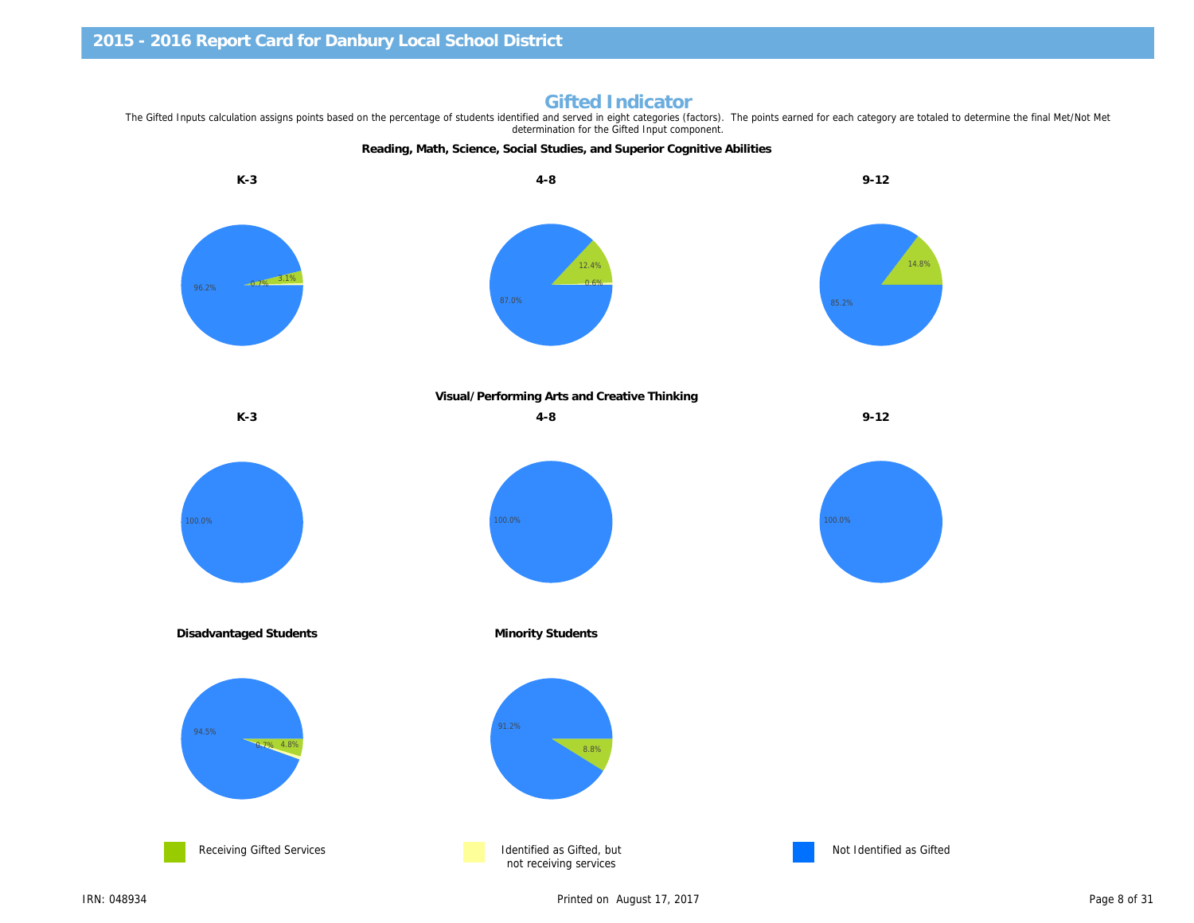## Gifted Indicator

The Gifted Inputs calculation assigns points based on the percentage of students identified and served in eight categories (factors). The points earned for each category are totaled to determine the final Met/Not Met determination for the Gifted Input component.

### Reading, Math, Science, Social Studies, and Superior Cognitive Abilities

| | K-3 | 4-8 | 9-12 |
|---|---|---|---|
| Receiving Gifted Services | 3.1% | 12.4% | 14.8% |
| Identified as Gifted, but not receiving services | 0.7% | 0.6% | |
| Not Identified as Gifted | 96.2% | 87.0% | 85.2% |

### Visual/Performing Arts and Creative Thinking

| | K-3 | 4-8 | 9-12 |
|---|---|---|---|
| Not Identified as Gifted | 100.0% | 100.0% | 100.0% |

### Disadvantaged Students and Minority Students

| | Disadvantaged Students | Minority Students |
|---|---|---|
| Receiving Gifted Services | 4.8% | 8.8% |
| Identified as Gifted, but not receiving services | 0.7% | |
| Not Identified as Gifted | 94.5% | 91.2% |

Receiving Gifted Services | Identified as Gifted, but not receiving services | Not Identified as Gifted

IRN: 048934

Printed on August 17, 2017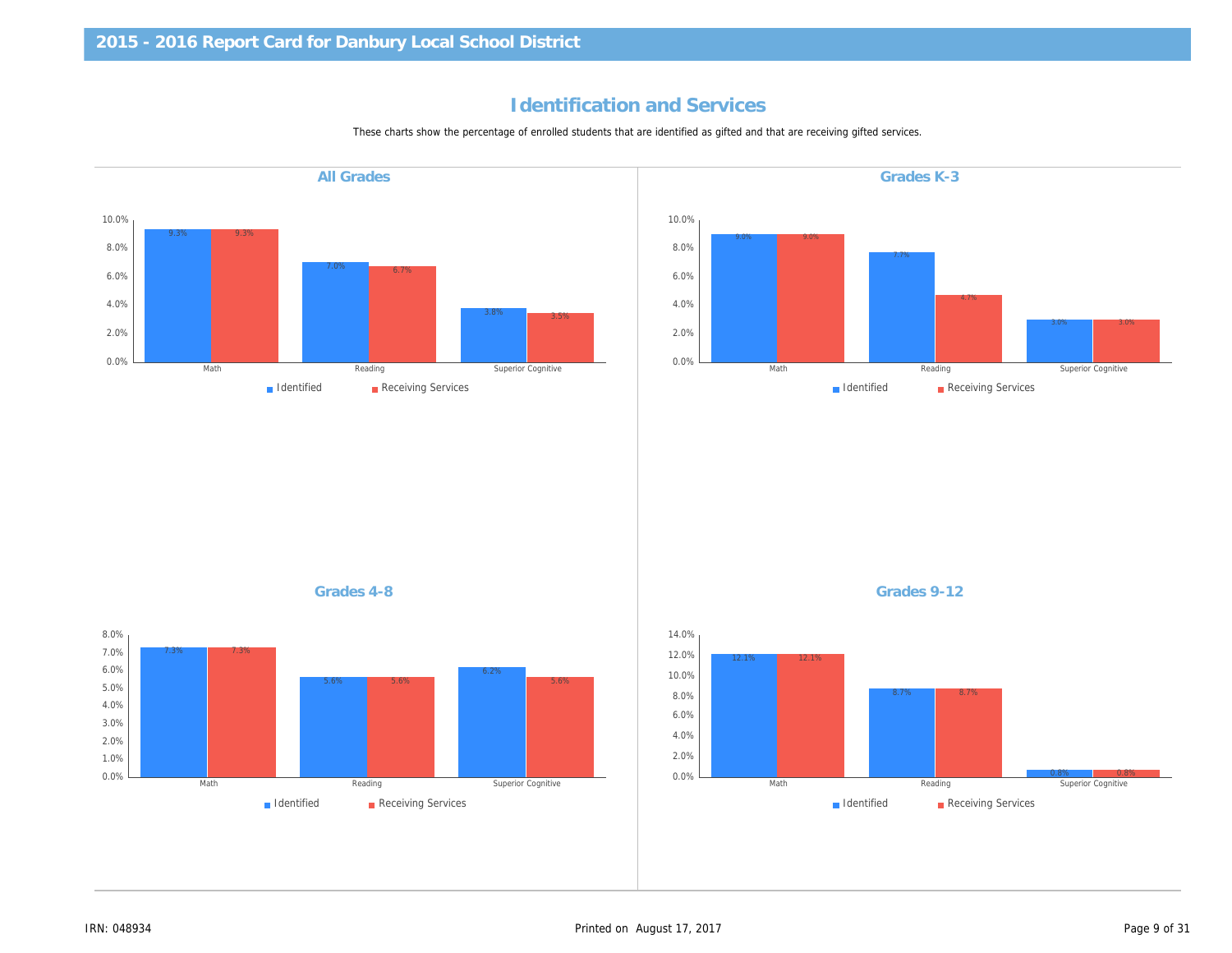# Identification and Services

These charts show the percentage of enrolled students that are identified as gifted and that are receiving gifted services.

## All Grades

| | Identified | Receiving Services |
|---|---|---|
| Math | 9.3% | 9.3% |
| Reading | 7.0% | 6.7% |
| Superior Cognitive | 3.8% | 3.5% |

## Grades K-3

| | Identified | Receiving Services |
|---|---|---|
| Math | 9.0% | 9.0% |
| Reading | 7.7% | 4.7% |
| Superior Cognitive | 3.0% | 3.0% |

## Grades 4-8

| | Identified | Receiving Services |
|---|---|---|
| Math | 7.3% | 7.3% |
| Reading | 5.6% | 5.6% |
| Superior Cognitive | 6.2% | 5.6% |

## Grades 9-12

| | Identified | Receiving Services |
|---|---|---|
| Math | 12.1% | 12.1% |
| Reading | 8.7% | 8.7% |
| Superior Cognitive | 0.8% | 0.8% |

IRN: 048934

Printed on August 17, 2017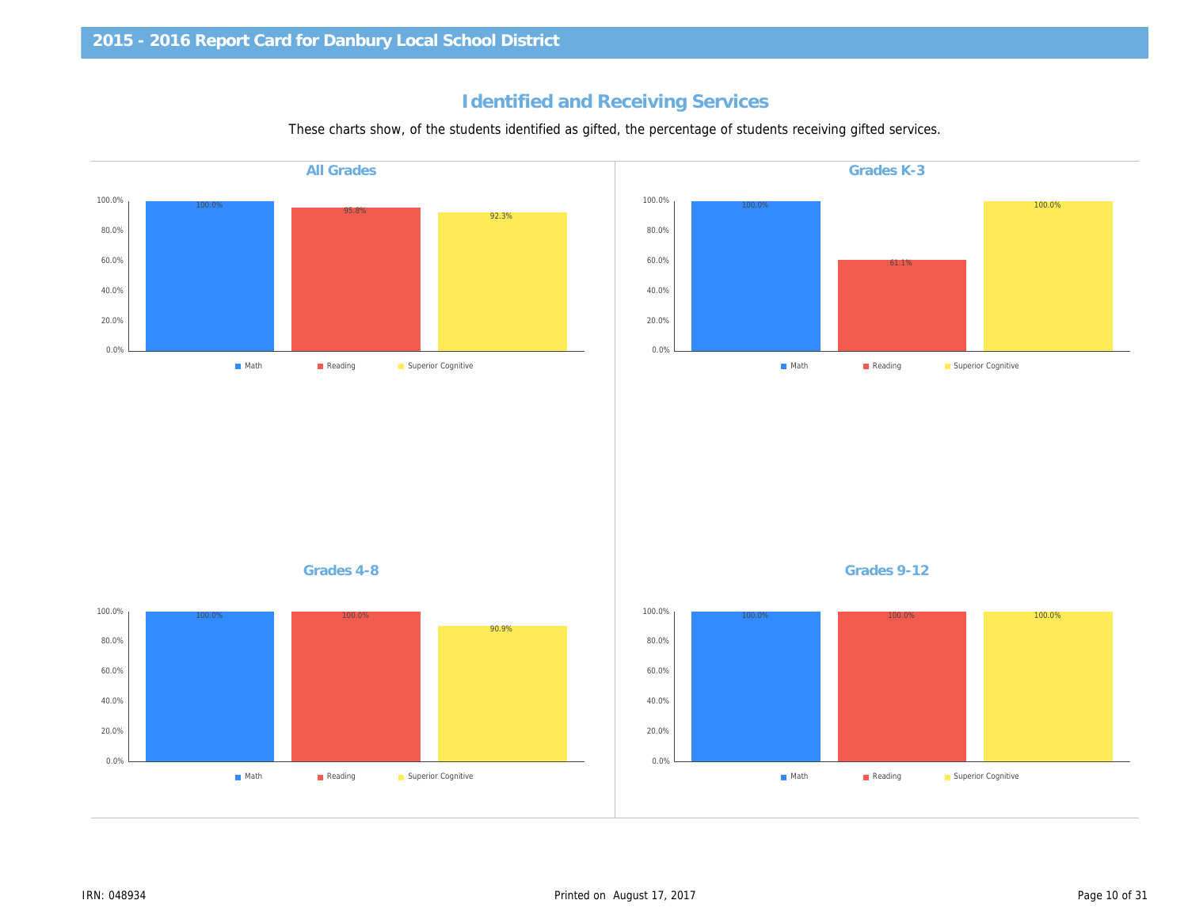# Identified and Receiving Services

These charts show, of the students identified as gifted, the percentage of students receiving gifted services.

## All Grades

| Category | Percentage |
|---|---|
| Math | 100.0% |
| Reading | 95.8% |
| Superior Cognitive | 92.3% |

## Grades K-3

| Category | Percentage |
|---|---|
| Math | 100.0% |
| Reading | 61.1% |
| Superior Cognitive | 100.0% |

## Grades 4-8

| Category | Percentage |
|---|---|
| Math | 100.0% |
| Reading | 100.0% |
| Superior Cognitive | 90.9% |

## Grades 9-12

| Category | Percentage |
|---|---|
| Math | 100.0% |
| Reading | 100.0% |
| Superior Cognitive | 100.0% |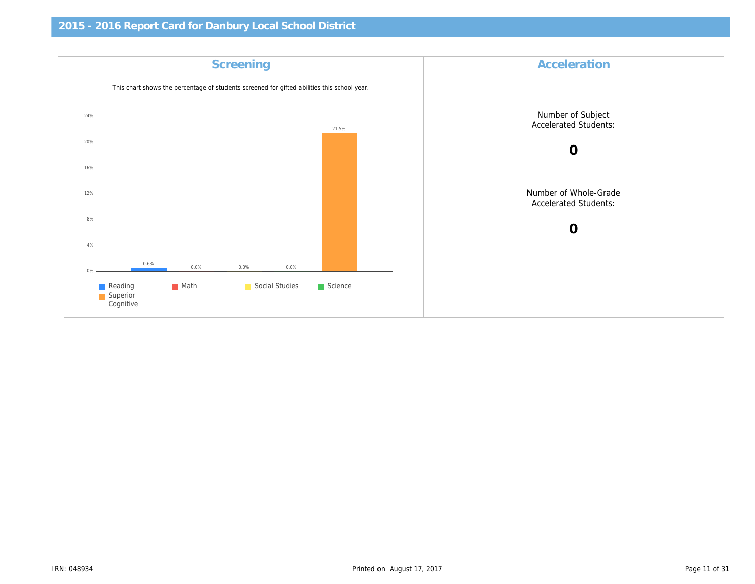# 2015 - 2016 Report Card for Danbury Local School District

## Screening

This chart shows the percentage of students screened for gifted abilities this school year.

| Reading | Math | Social Studies | Science | Superior Cognitive |
|---|---|---|---|---|
| 0.6% | 0.0% | 0.0% | 0.0% | 21.5% |

## Acceleration

Number of Subject Accelerated Students:

**0**

Number of Whole-Grade Accelerated Students:

**0**

IRN: 048934

Printed on August 17, 2017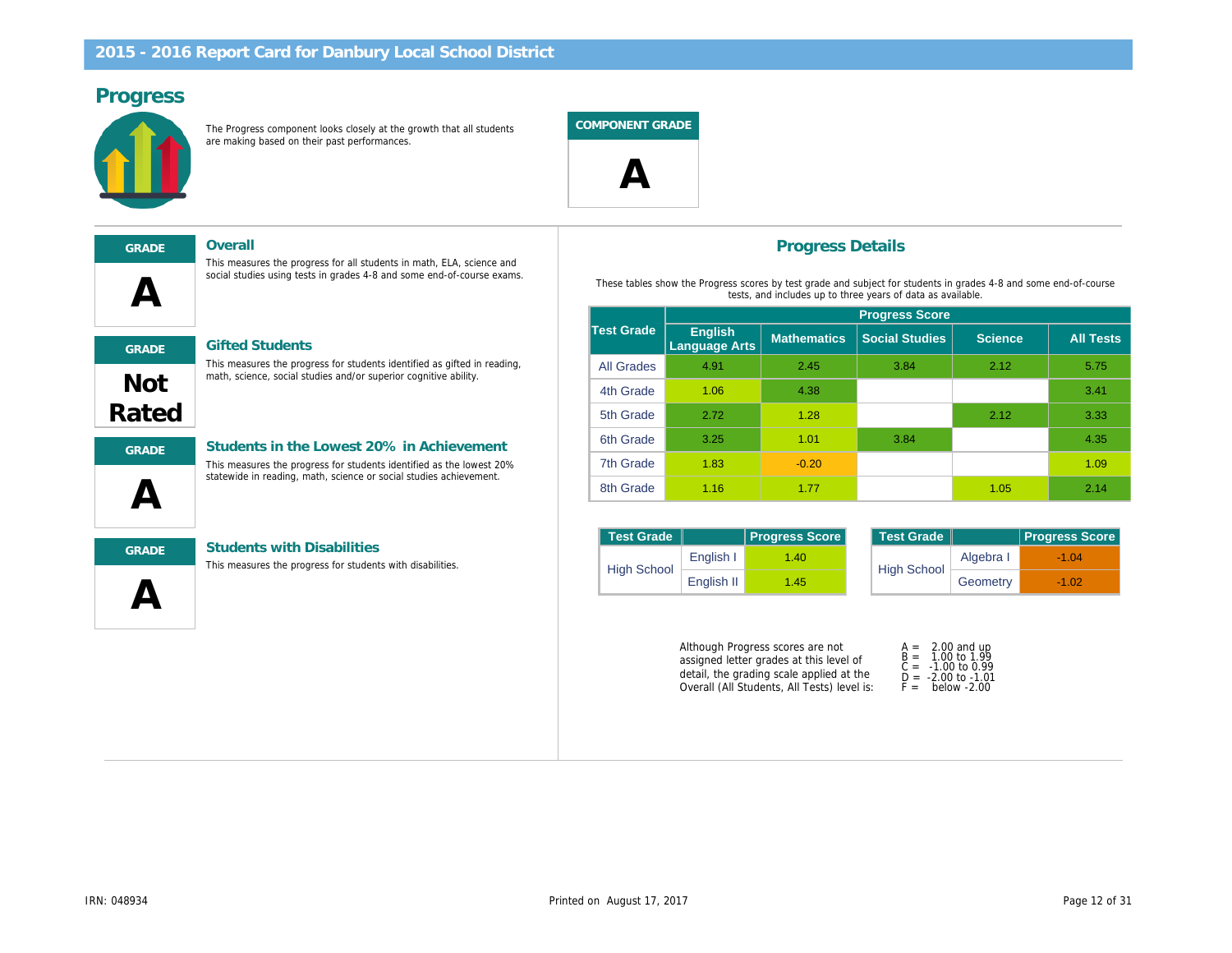## 2015 - 2016 Report Card for Danbury Local School District

# Progress

The Progress component looks closely at the growth that all students are making based on their past performances.

**COMPONENT GRADE**

**A**

### Overall

**GRADE: A**

This measures the progress for all students in math, ELA, science and social studies using tests in grades 4-8 and some end-of-course exams.

### Gifted Students

**GRADE: Not Rated**

This measures the progress for students identified as gifted in reading, math, science, social studies and/or superior cognitive ability.

### Students in the Lowest 20% in Achievement

**GRADE: A**

This measures the progress for students identified as the lowest 20% statewide in reading, math, science or social studies achievement.

### Students with Disabilities

**GRADE: A**

This measures the progress for students with disabilities.

## Progress Details

These tables show the Progress scores by test grade and subject for students in grades 4-8 and some end-of-course tests, and includes up to three years of data as available.

| Test Grade | Progress Score | | | | |
|---|---|---|---|---|---|
| | English Language Arts | Mathematics | Social Studies | Science | All Tests |
| All Grades | 4.91 | 2.45 | 3.84 | 2.12 | 5.75 |
| 4th Grade | 1.06 | 4.38 | | | 3.41 |
| 5th Grade | 2.72 | 1.28 | | 2.12 | 3.33 |
| 6th Grade | 3.25 | 1.01 | 3.84 | | 4.35 |
| 7th Grade | 1.83 | -0.20 | | | 1.09 |
| 8th Grade | 1.16 | 1.77 | | 1.05 | 2.14 |

| Test Grade | | Progress Score |
|---|---|---|
| High School | English I | 1.40 |
| | English II | 1.45 |

| Test Grade | | Progress Score |
|---|---|---|
| High School | Algebra I | -1.04 |
| | Geometry | -1.02 |

Although Progress scores are not assigned letter grades at this level of detail, the grading scale applied at the Overall (All Students, All Tests) level is:

A = 2.00 and up
B = 1.00 to 1.99
C = -1.00 to 0.99
D = -2.00 to -1.01
F = below -2.00

IRN: 048934

Printed on August 17, 2017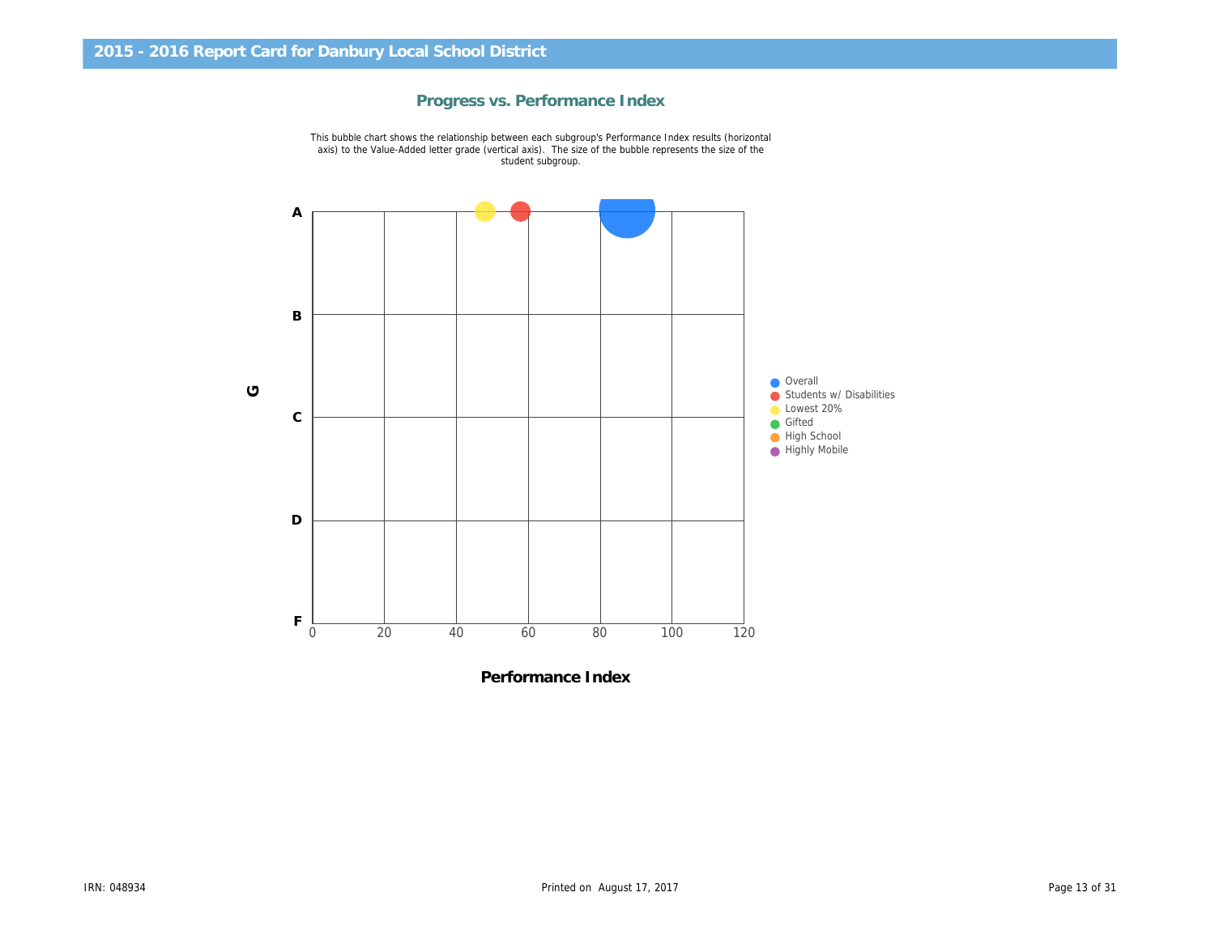## 2015 - 2016 Report Card for Danbury Local School District

### Progress vs. Performance Index

This bubble chart shows the relationship between each subgroup's Performance Index results (horizontal axis) to the Value-Added letter grade (vertical axis). The size of the bubble represents the size of the student subgroup.

G

A

B

C

D

F

0 20 40 60 80 100 120

**Performance Index**

- Overall
- Students w/ Disabilities
- Lowest 20%
- Gifted
- High School
- Highly Mobile

IRN: 048934

Printed on August 17, 2017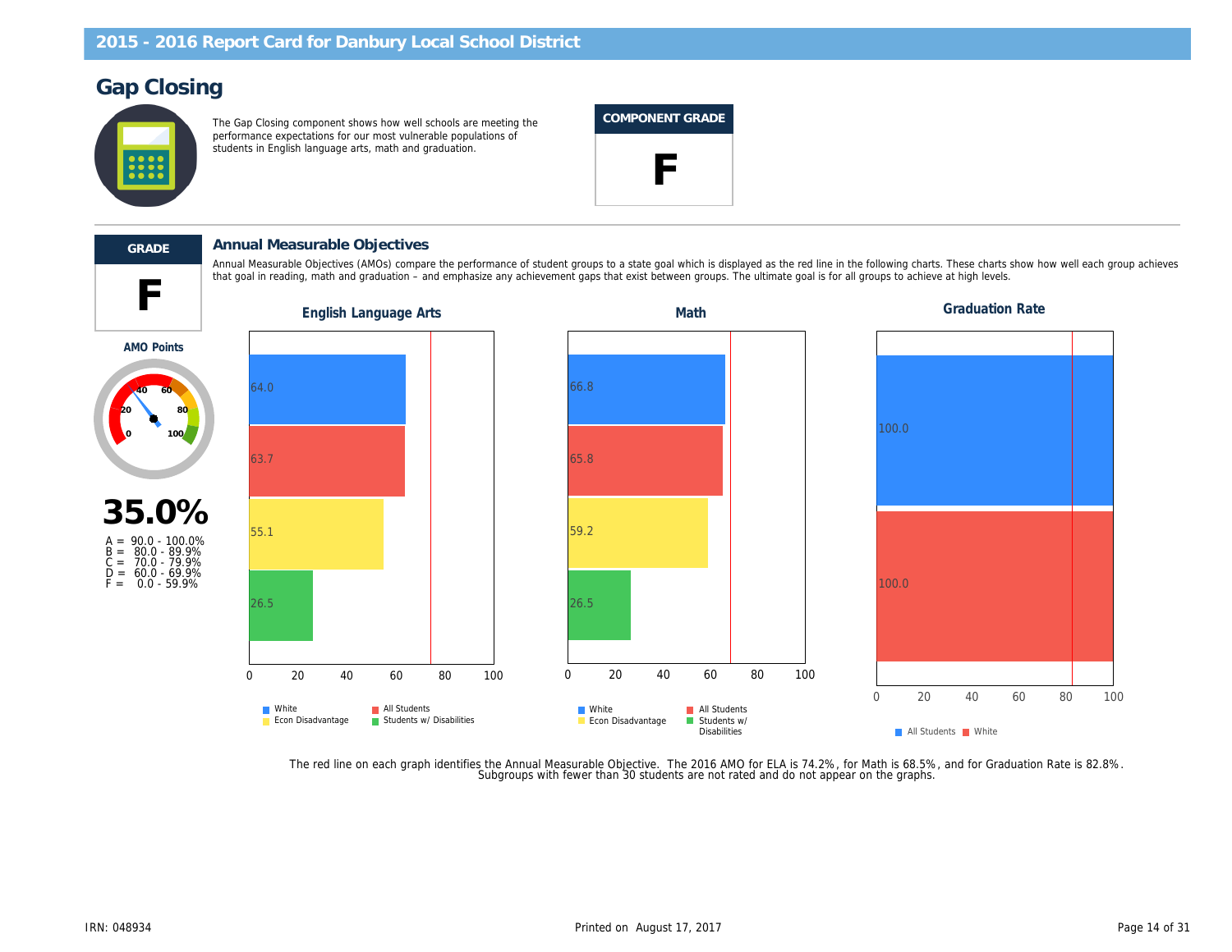# 2015 - 2016 Report Card for Danbury Local School District

## Gap Closing

The Gap Closing component shows how well schools are meeting the performance expectations for our most vulnerable populations of students in English language arts, math and graduation.

**COMPONENT GRADE**

**F**

---

**GRADE**

**F**

**AMO Points**

**35.0%**

A = 90.0 - 100.0%
B = 80.0 - 89.9%
C = 70.0 - 79.9%
D = 60.0 - 69.9%
F = 0.0 - 59.9%

### Annual Measurable Objectives

Annual Measurable Objectives (AMOs) compare the performance of student groups to a state goal which is displayed as the red line in the following charts. These charts show how well each group achieves that goal in reading, math and graduation – and emphasize any achievement gaps that exist between groups. The ultimate goal is for all groups to achieve at high levels.

**English Language Arts**

| Group | Value |
|---|---|
| White | 64.0 |
| All Students | 63.7 |
| Econ Disadvantage | 55.1 |
| Students w/ Disabilities | 26.5 |

**Math**

| Group | Value |
|---|---|
| White | 66.8 |
| All Students | 65.8 |
| Econ Disadvantage | 59.2 |
| Students w/ Disabilities | 26.5 |

**Graduation Rate**

| Group | Value |
|---|---|
| All Students | 100.0 |
| White | 100.0 |

The red line on each graph identifies the Annual Measurable Objective. The 2016 AMO for ELA is 74.2%, for Math is 68.5%, and for Graduation Rate is 82.8%. Subgroups with fewer than 30 students are not rated and do not appear on the graphs.

IRN: 048934

Printed on August 17, 2017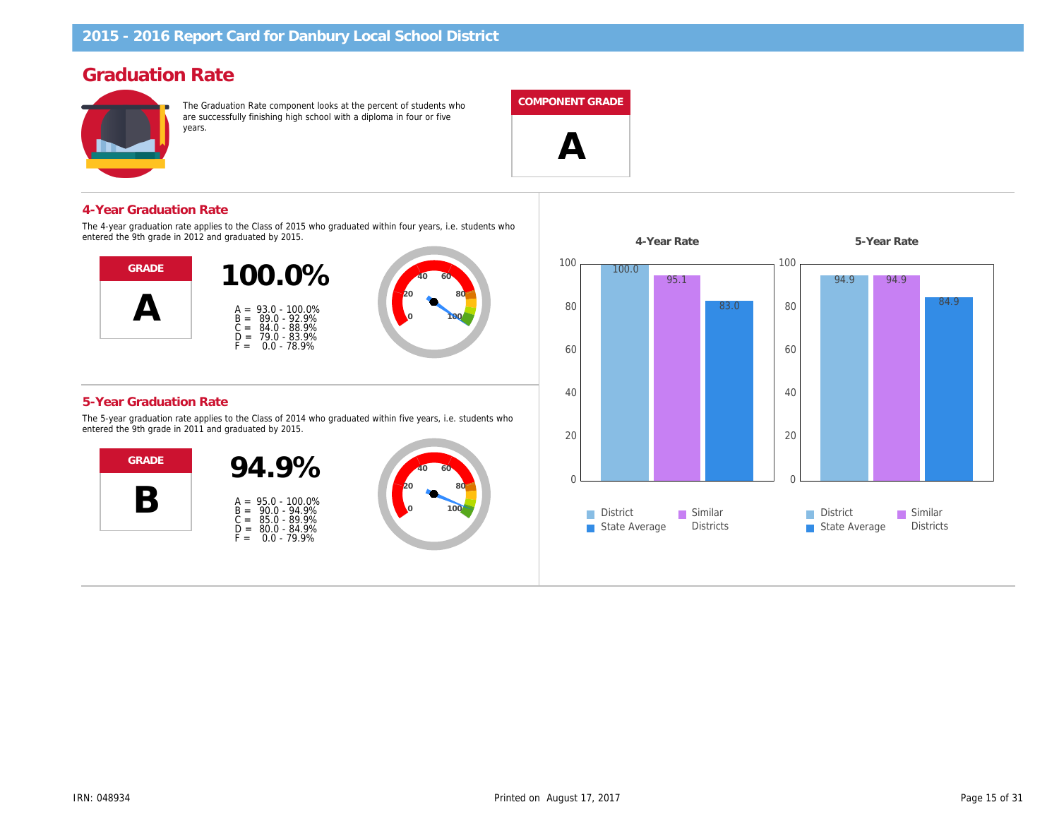# 2015 - 2016 Report Card for Danbury Local School District

## Graduation Rate

The Graduation Rate component looks at the percent of students who are successfully finishing high school with a diploma in four or five years.

**COMPONENT GRADE**

**A**

### 4-Year Graduation Rate

The 4-year graduation rate applies to the Class of 2015 who graduated within four years, i.e. students who entered the 9th grade in 2012 and graduated by 2015.

**GRADE**

**A**

**100.0%**

A = 93.0 - 100.0%
B = 89.0 - 92.9%
C = 84.0 - 88.9%
D = 79.0 - 83.9%
F = 0.0 - 78.9%

### 5-Year Graduation Rate

The 5-year graduation rate applies to the Class of 2014 who graduated within five years, i.e. students who entered the 9th grade in 2011 and graduated by 2015.

**GRADE**

**B**

**94.9%**

A = 95.0 - 100.0%
B = 90.0 - 94.9%
C = 85.0 - 89.9%
D = 80.0 - 84.9%
F = 0.0 - 79.9%

| | 4-Year Rate | 5-Year Rate |
|---|---|---|
| District | 100.0 | 94.9 |
| Similar Districts | 95.1 | 94.9 |
| State Average | 83.0 | 84.9 |

IRN: 048934

Printed on August 17, 2017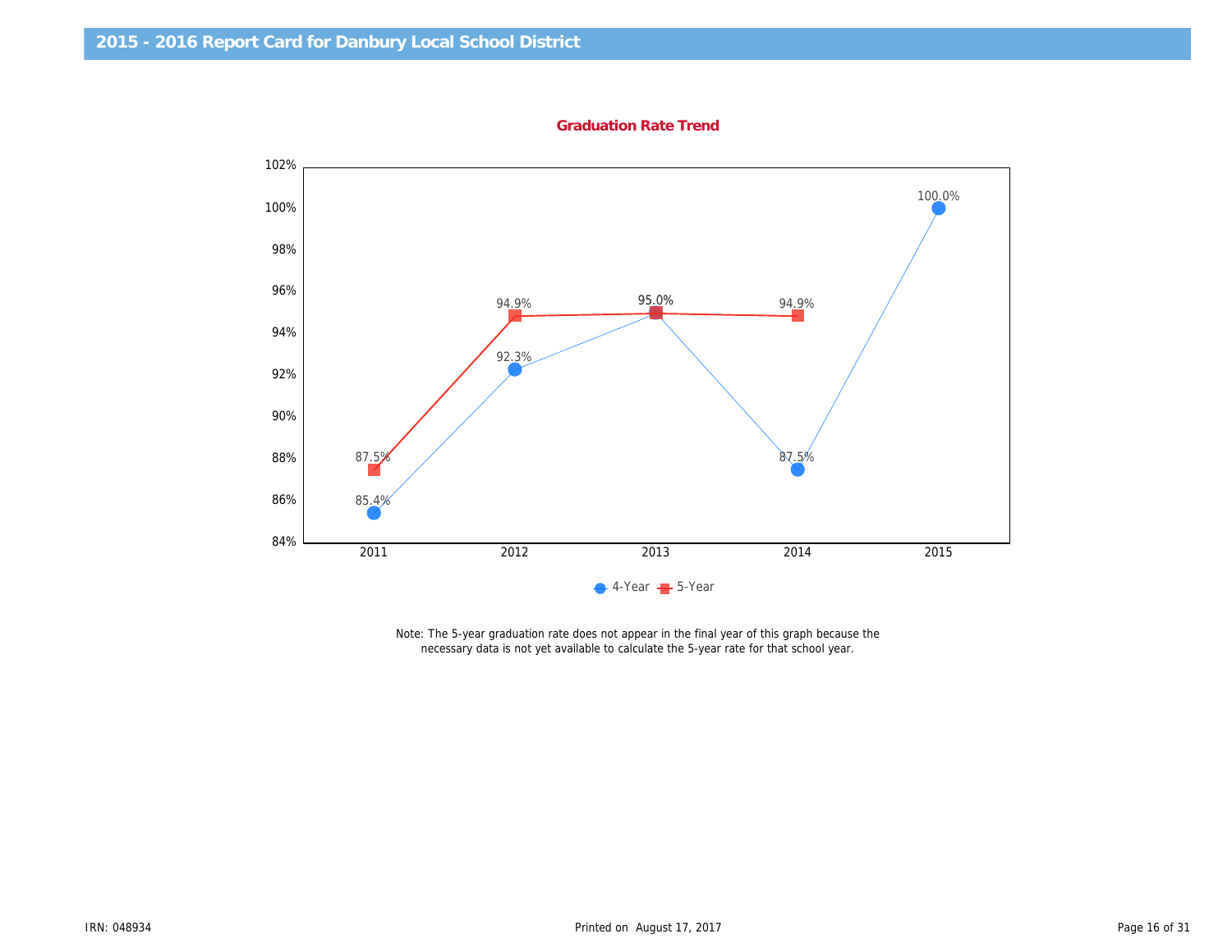# 2015 - 2016 Report Card for Danbury Local School District

## Graduation Rate Trend

| Year | 4-Year | 5-Year |
|---|---|---|
| 2011 | 85.4% | 87.5% |
| 2012 | 92.3% | 94.9% |
| 2013 | 95.0% | 95.0% |
| 2014 | 87.5% | 94.9% |
| 2015 | 100.0% | |

Note: The 5-year graduation rate does not appear in the final year of this graph because the necessary data is not yet available to calculate the 5-year rate for that school year.

IRN: 048934

Printed on August 17, 2017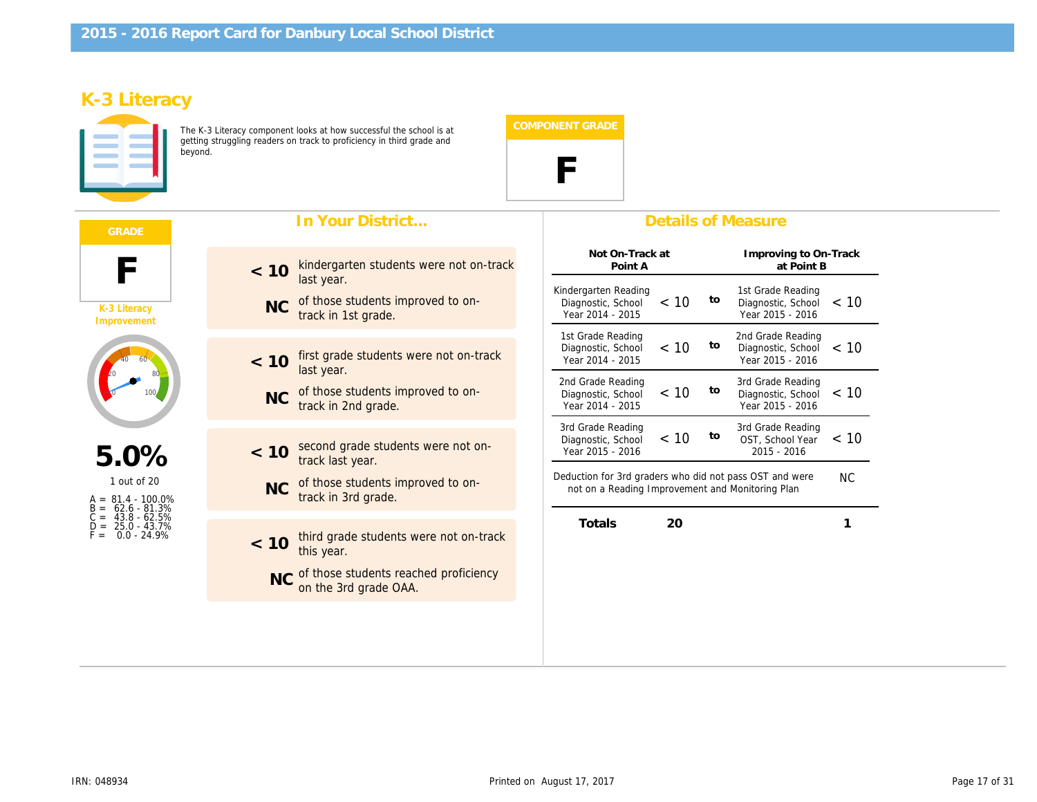# 2015 - 2016 Report Card for Danbury Local School District

## K-3 Literacy

The K-3 Literacy component looks at how successful the school is at getting struggling readers on track to proficiency in third grade and beyond.

**COMPONENT GRADE**

**F**

**GRADE**

**F**

K-3 Literacy Improvement

**5.0%**

1 out of 20

- A = 81.4 - 100.0%
- B = 62.6 - 81.3%
- C = 43.8 - 62.5%
- D = 25.0 - 43.7%
- F = 0.0 - 24.9%

### In Your District...

**< 10** kindergarten students were not on-track last year.

**NC** of those students improved to on-track in 1st grade.

**< 10** first grade students were not on-track last year.

**NC** of those students improved to on-track in 2nd grade.

**< 10** second grade students were not on-track last year.

**NC** of those students improved to on-track in 3rd grade.

**< 10** third grade students were not on-track this year.

**NC** of those students reached proficiency on the 3rd grade OAA.

### Details of Measure

| Not On-Track at Point A | | | Improving to On-Track at Point B | |
|---|---|---|---|---|
| Kindergarten Reading Diagnostic, School Year 2014 - 2015 | < 10 | to | 1st Grade Reading Diagnostic, School Year 2015 - 2016 | < 10 |
| 1st Grade Reading Diagnostic, School Year 2014 - 2015 | < 10 | to | 2nd Grade Reading Diagnostic, School Year 2015 - 2016 | < 10 |
| 2nd Grade Reading Diagnostic, School Year 2014 - 2015 | < 10 | to | 3rd Grade Reading Diagnostic, School Year 2015 - 2016 | < 10 |
| 3rd Grade Reading Diagnostic, School Year 2015 - 2016 | < 10 | to | 3rd Grade Reading OST, School Year 2015 - 2016 | < 10 |
| Deduction for 3rd graders who did not pass OST and were not on a Reading Improvement and Monitoring Plan | | | | NC |
| **Totals** | **20** | | | **1** |

IRN: 048934

Printed on August 17, 2017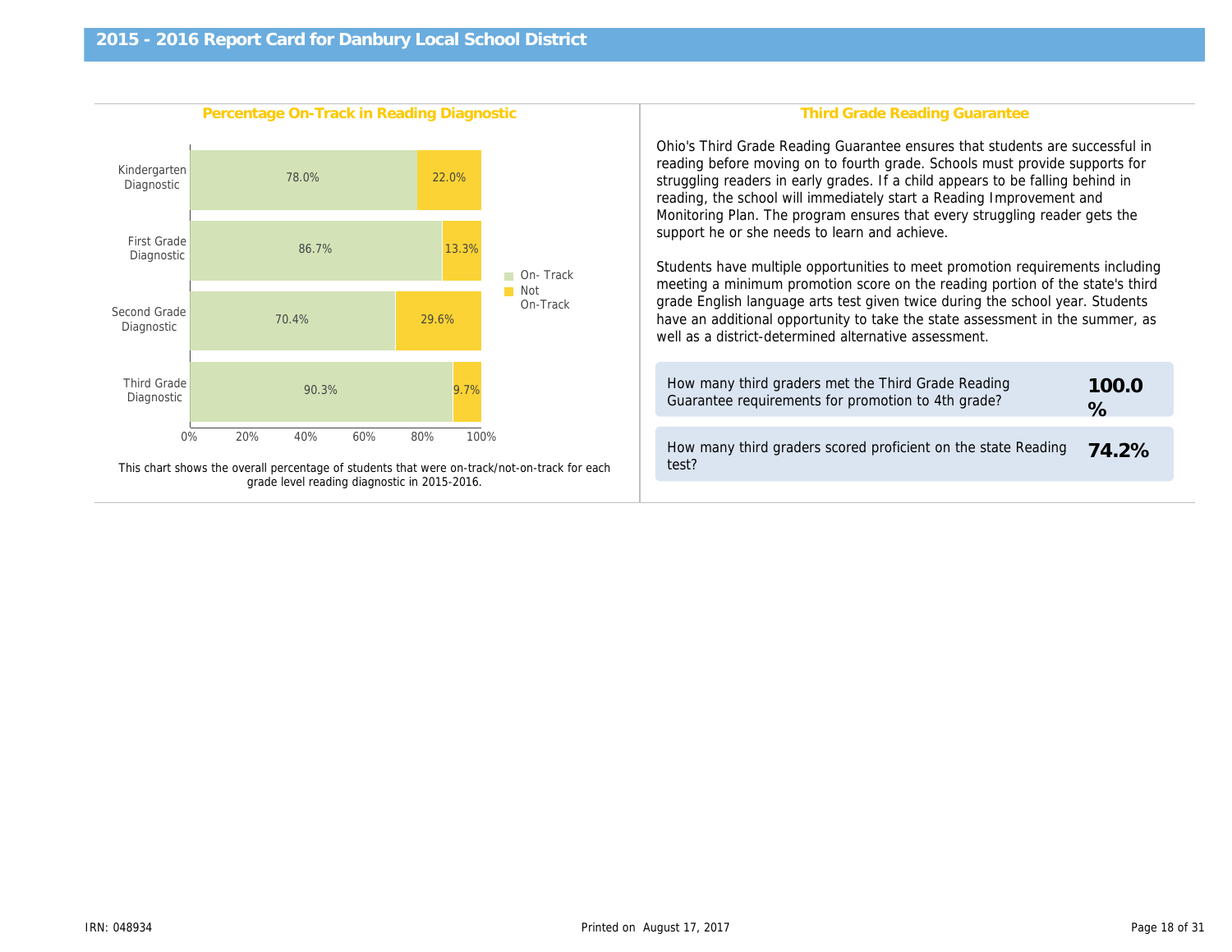# 2015 - 2016 Report Card for Danbury Local School District

## Percentage On-Track in Reading Diagnostic

| Diagnostic | On- Track | Not On-Track |
|---|---|---|
| Kindergarten Diagnostic | 78.0% | 22.0% |
| First Grade Diagnostic | 86.7% | 13.3% |
| Second Grade Diagnostic | 70.4% | 29.6% |
| Third Grade Diagnostic | 90.3% | 9.7% |

This chart shows the overall percentage of students that were on-track/not-on-track for each grade level reading diagnostic in 2015-2016.

## Third Grade Reading Guarantee

Ohio's Third Grade Reading Guarantee ensures that students are successful in reading before moving on to fourth grade. Schools must provide supports for struggling readers in early grades. If a child appears to be falling behind in reading, the school will immediately start a Reading Improvement and Monitoring Plan. The program ensures that every struggling reader gets the support he or she needs to learn and achieve.

Students have multiple opportunities to meet promotion requirements including meeting a minimum promotion score on the reading portion of the state's third grade English language arts test given twice during the school year. Students have an additional opportunity to take the state assessment in the summer, as well as a district-determined alternative assessment.

| | |
|---|---|
| How many third graders met the Third Grade Reading Guarantee requirements for promotion to 4th grade? | **100.0 %** |
| How many third graders scored proficient on the state Reading test? | **74.2%** |

IRN: 048934

Printed on August 17, 2017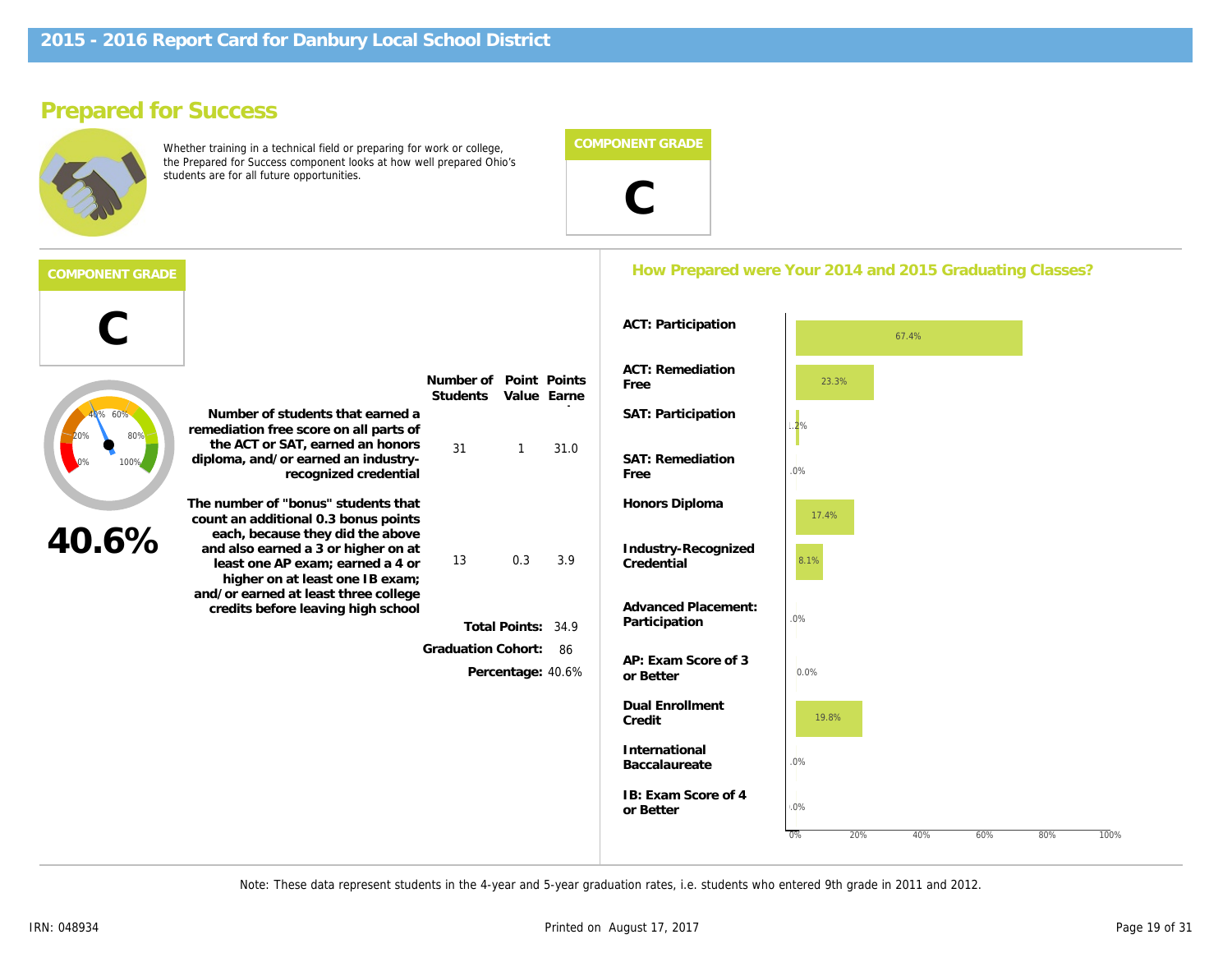# 2015 - 2016 Report Card for Danbury Local School District

## Prepared for Success

Whether training in a technical field or preparing for work or college, the Prepared for Success component looks at how well prepared Ohio's students are for all future opportunities.

**COMPONENT GRADE**

**C**

**COMPONENT GRADE**

**C**

**40.6%**

| | Number of Students | Point Value | Points Earned |
|---|---|---|---|
| Number of students that earned a remediation free score on all parts of the ACT or SAT, earned an honors diploma, and/or earned an industry-recognized credential | 31 | 1 | 31.0 |
| The number of "bonus" students that count an additional 0.3 bonus points each, because they did the above and also earned a 3 or higher on at least one AP exam; earned a 4 or higher on at least one IB exam; and/or earned at least three college credits before leaving high school | 13 | 0.3 | 3.9 |
| | | Total Points: | 34.9 |
| | | Graduation Cohort: | 86 |
| | | Percentage: | 40.6% |

### How Prepared were Your 2014 and 2015 Graduating Classes?

| Measure | Percent |
|---|---|
| ACT: Participation | 67.4% |
| ACT: Remediation Free | 23.3% |
| SAT: Participation | 1.2% |
| SAT: Remediation Free | 0.0% |
| Honors Diploma | 17.4% |
| Industry-Recognized Credential | 8.1% |
| Advanced Placement: Participation | 0.0% |
| AP: Exam Score of 3 or Better | 0.0% |
| Dual Enrollment Credit | 19.8% |
| International Baccalaureate | 0.0% |
| IB: Exam Score of 4 or Better | 0.0% |

Note: These data represent students in the 4-year and 5-year graduation rates, i.e. students who entered 9th grade in 2011 and 2012.

IRN: 048934

Printed on August 17, 2017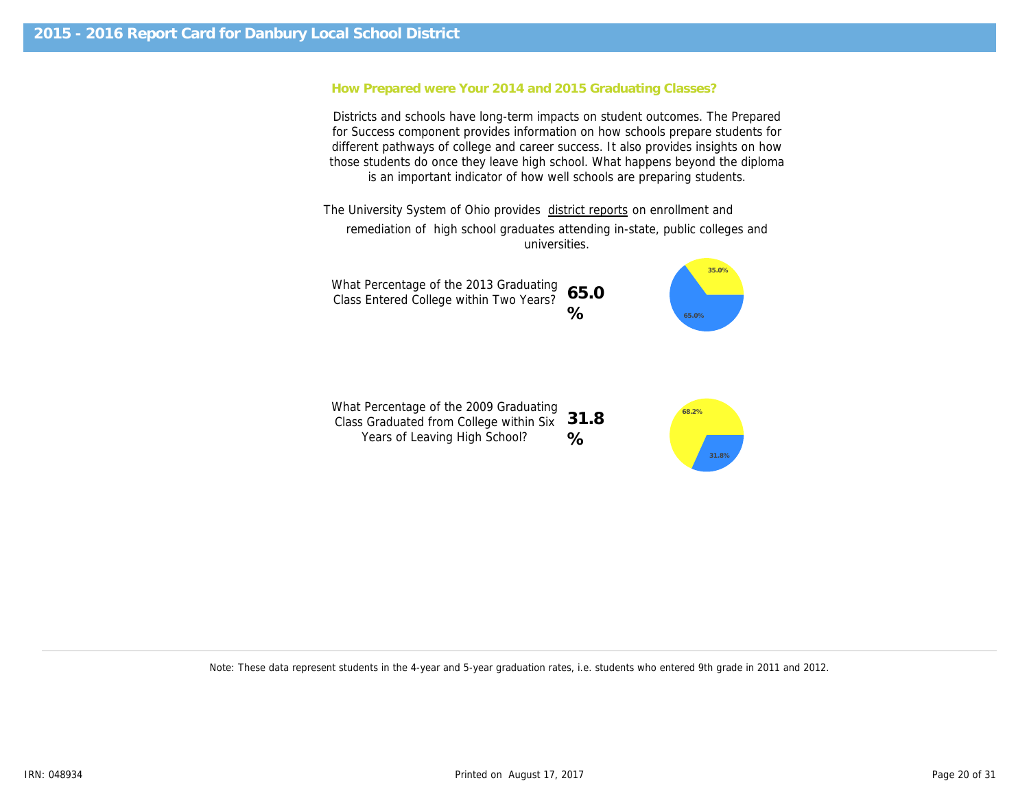## 2015 - 2016 Report Card for Danbury Local School District

### How Prepared were Your 2014 and 2015 Graduating Classes?

Districts and schools have long-term impacts on student outcomes. The Prepared for Success component provides information on how schools prepare students for different pathways of college and career success. It also provides insights on how those students do once they leave high school. What happens beyond the diploma is an important indicator of how well schools are preparing students.

The University System of Ohio provides district reports on enrollment and remediation of high school graduates attending in-state, public colleges and universities.

What Percentage of the 2013 Graduating Class Entered College within Two Years? **65.0 %**

35.0%
65.0%

What Percentage of the 2009 Graduating Class Graduated from College within Six Years of Leaving High School? **31.8 %**

68.2%
31.8%

Note: These data represent students in the 4-year and 5-year graduation rates, i.e. students who entered 9th grade in 2011 and 2012.

IRN: 048934

Printed on August 17, 2017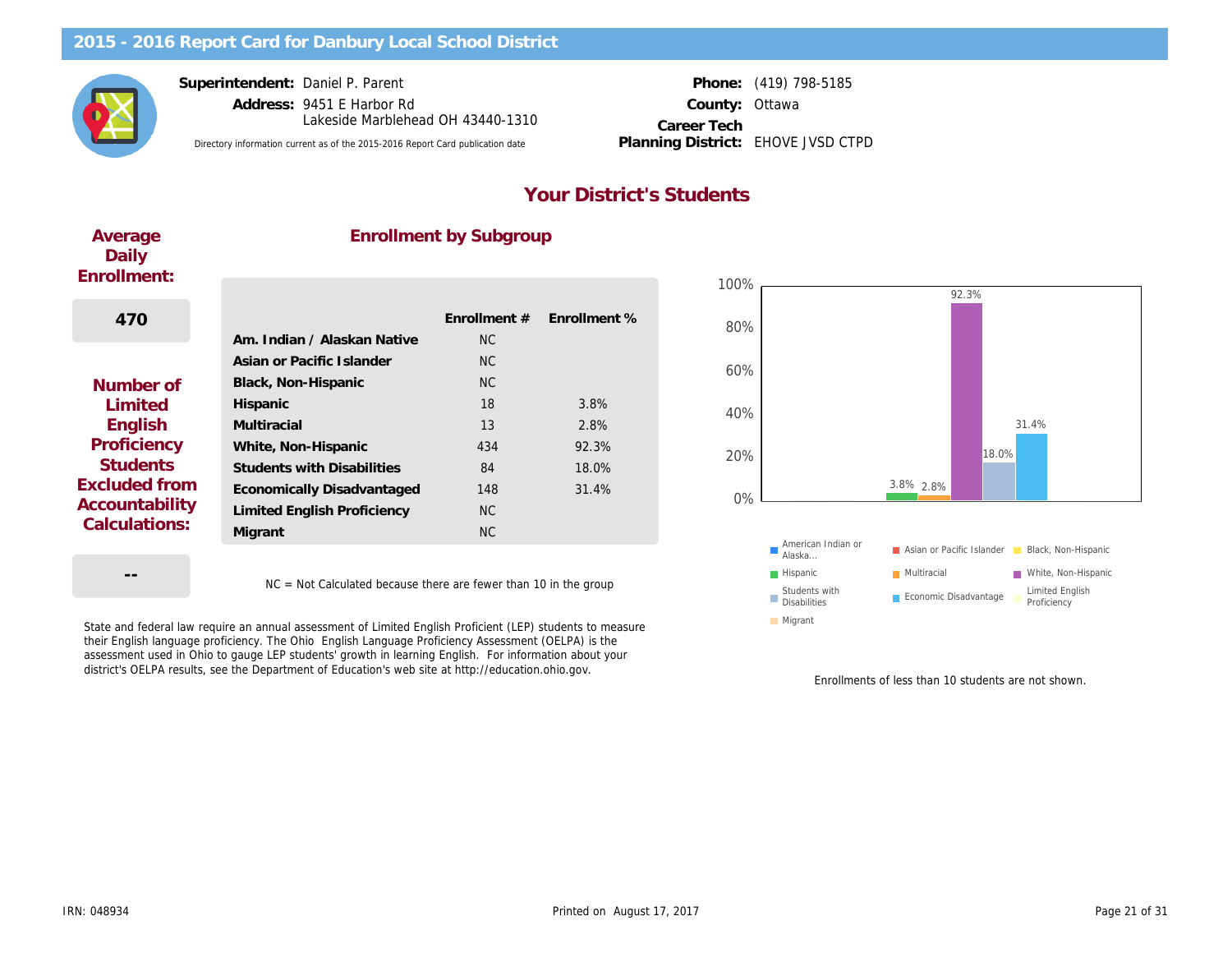# 2015 - 2016 Report Card for Danbury Local School District

**Superintendent:** Daniel P. Parent
**Address:** 9451 E Harbor Rd
Lakeside Marblehead OH 43440-1310

Directory information current as of the 2015-2016 Report Card publication date

**Phone:** (419) 798-5185
**County:** Ottawa
**Career Tech Planning District:** EHOVE JVSD CTPD

## Your District's Students

### Average Daily Enrollment:

470

### Number of Limited English Proficiency Students Excluded from Accountability Calculations:

--

### Enrollment by Subgroup

| | Enrollment # | Enrollment % |
|---|---|---|
| Am. Indian / Alaskan Native | NC | |
| Asian or Pacific Islander | NC | |
| Black, Non-Hispanic | NC | |
| Hispanic | 18 | 3.8% |
| Multiracial | 13 | 2.8% |
| White, Non-Hispanic | 434 | 92.3% |
| Students with Disabilities | 84 | 18.0% |
| Economically Disadvantaged | 148 | 31.4% |
| Limited English Proficiency | NC | |
| Migrant | NC | |

NC = Not Calculated because there are fewer than 10 in the group

Enrollments of less than 10 students are not shown.

State and federal law require an annual assessment of Limited English Proficient (LEP) students to measure their English language proficiency. The Ohio English Language Proficiency Assessment (OELPA) is the assessment used in Ohio to gauge LEP students' growth in learning English. For information about your district's OELPA results, see the Department of Education's web site at http://education.ohio.gov.

IRN: 048934

Printed on August 17, 2017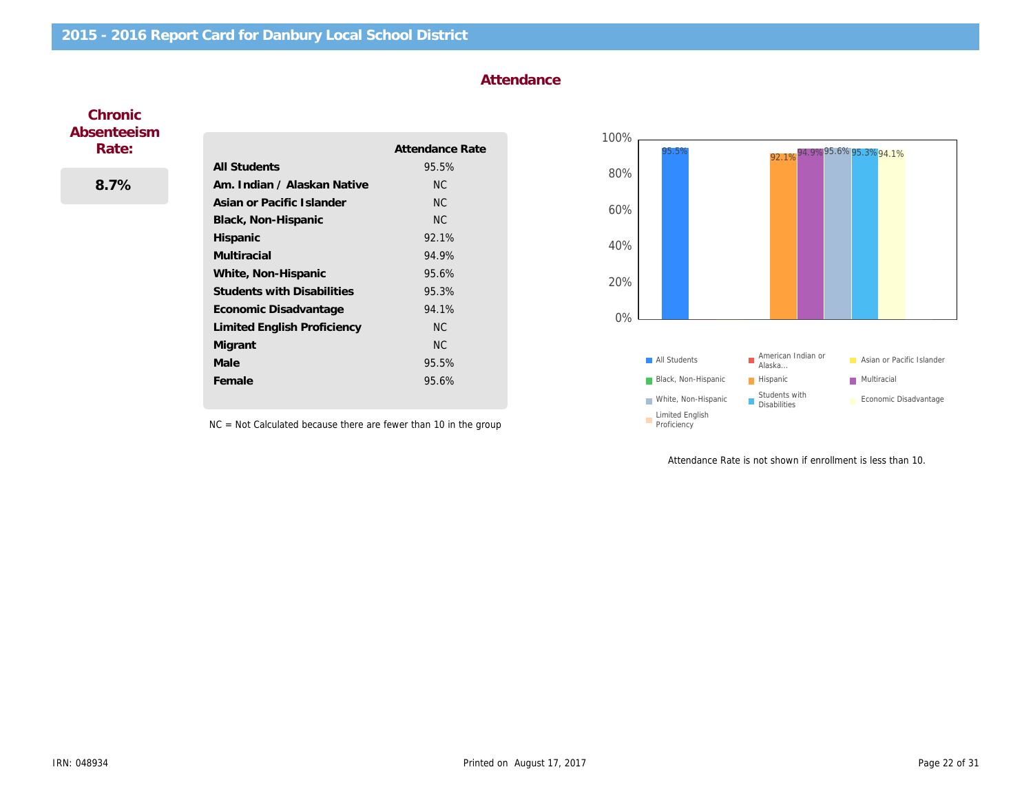# 2015 - 2016 Report Card for Danbury Local School District

## Attendance

### Chronic Absenteeism Rate:

**8.7%**

| | Attendance Rate |
|---|---|
| **All Students** | 95.5% |
| **Am. Indian / Alaskan Native** | NC |
| **Asian or Pacific Islander** | NC |
| **Black, Non-Hispanic** | NC |
| **Hispanic** | 92.1% |
| **Multiracial** | 94.9% |
| **White, Non-Hispanic** | 95.6% |
| **Students with Disabilities** | 95.3% |
| **Economic Disadvantage** | 94.1% |
| **Limited English Proficiency** | NC |
| **Migrant** | NC |
| **Male** | 95.5% |
| **Female** | 95.6% |

NC = Not Calculated because there are fewer than 10 in the group

| Group | Attendance Rate |
|---|---|
| All Students | 95.5% |
| American Indian or Alaska... | |
| Asian or Pacific Islander | |
| Black, Non-Hispanic | |
| Hispanic | 92.1% |
| Multiracial | 94.9% |
| White, Non-Hispanic | 95.6% |
| Students with Disabilities | 95.3% |
| Economic Disadvantage | 94.1% |
| Limited English Proficiency | |

Attendance Rate is not shown if enrollment is less than 10.

IRN: 048934

Printed on August 17, 2017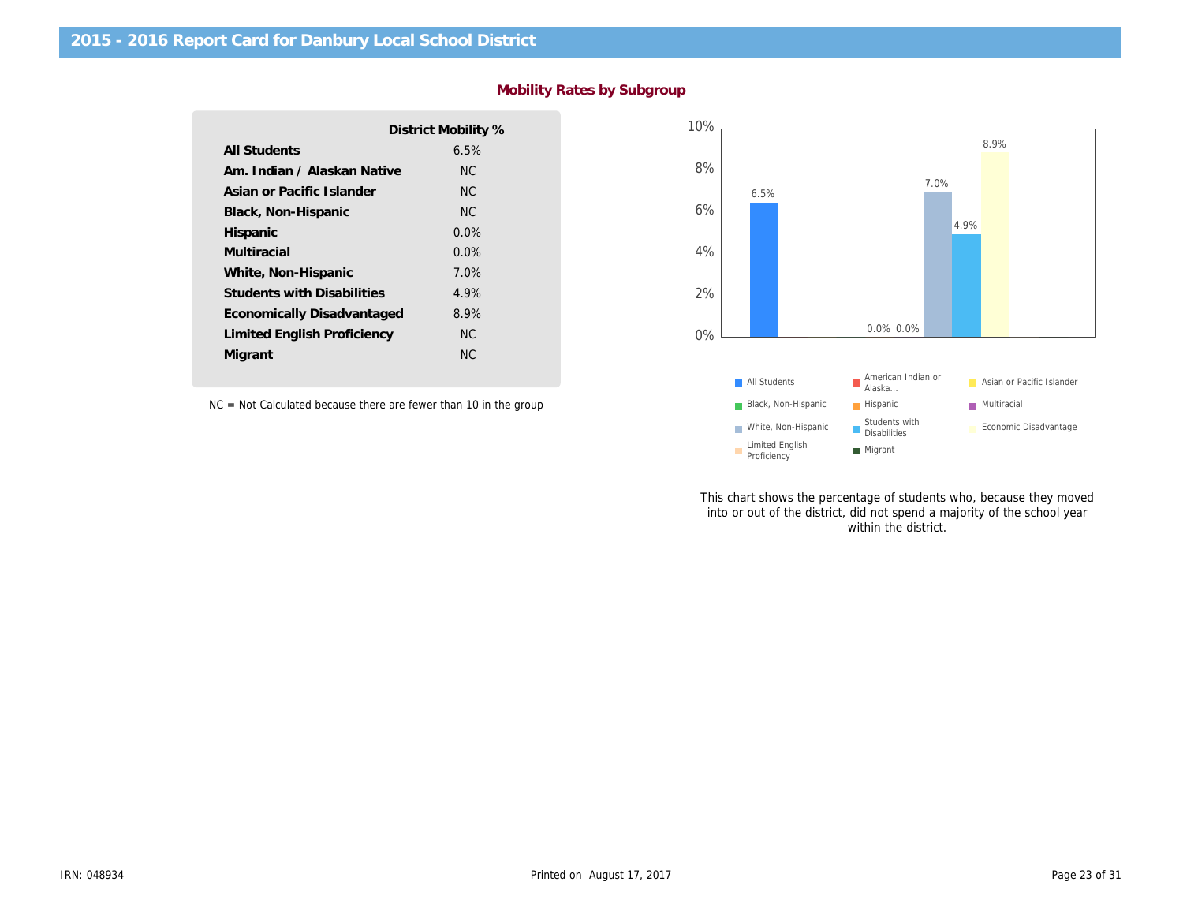## 2015 - 2016 Report Card for Danbury Local School District

### Mobility Rates by Subgroup

| | District Mobility % |
|---|---|
| All Students | 6.5% |
| Am. Indian / Alaskan Native | NC |
| Asian or Pacific Islander | NC |
| Black, Non-Hispanic | NC |
| Hispanic | 0.0% |
| Multiracial | 0.0% |
| White, Non-Hispanic | 7.0% |
| Students with Disabilities | 4.9% |
| Economically Disadvantaged | 8.9% |
| Limited English Proficiency | NC |
| Migrant | NC |

NC = Not Calculated because there are fewer than 10 in the group

This chart shows the percentage of students who, because they moved into or out of the district, did not spend a majority of the school year within the district.

IRN: 048934

Printed on August 17, 2017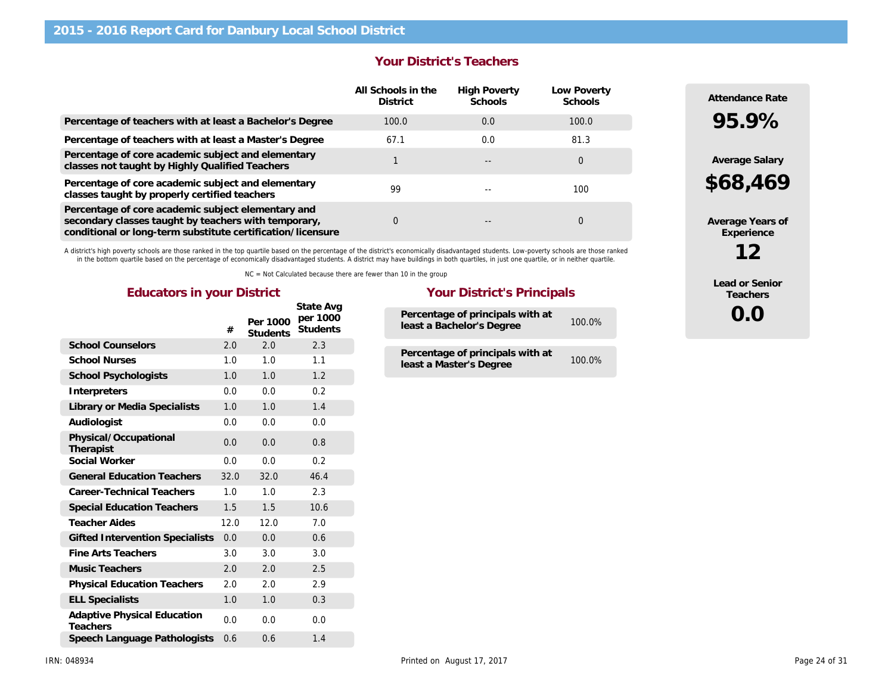# 2015 - 2016 Report Card for Danbury Local School District

## Your District's Teachers

| | All Schools in the District | High Poverty Schools | Low Poverty Schools |
|---|---|---|---|
| Percentage of teachers with at least a Bachelor's Degree | 100.0 | 0.0 | 100.0 |
| Percentage of teachers with at least a Master's Degree | 67.1 | 0.0 | 81.3 |
| Percentage of core academic subject and elementary classes not taught by Highly Qualified Teachers | 1 | -- | 0 |
| Percentage of core academic subject and elementary classes taught by properly certified teachers | 99 | -- | 100 |
| Percentage of core academic subject elementary and secondary classes taught by teachers with temporary, conditional or long-term substitute certification/licensure | 0 | -- | 0 |

A district's high poverty schools are those ranked in the top quartile based on the percentage of the district's economically disadvantaged students. Low-poverty schools are those ranked in the bottom quartile based on the percentage of economically disadvantaged students. A district may have buildings in both quartiles, in just one quartile, or in neither quartile.

NC = Not Calculated because there are fewer than 10 in the group

**Attendance Rate**
**95.9%**

**Average Salary**
**$68,469**

**Average Years of Experience**
**12**

**Lead or Senior Teachers**
**0.0**

## Educators in your District

| | # | Per 1000 Students | State Avg per 1000 Students |
|---|---|---|---|
| School Counselors | 2.0 | 2.0 | 2.3 |
| School Nurses | 1.0 | 1.0 | 1.1 |
| School Psychologists | 1.0 | 1.0 | 1.2 |
| Interpreters | 0.0 | 0.0 | 0.2 |
| Library or Media Specialists | 1.0 | 1.0 | 1.4 |
| Audiologist | 0.0 | 0.0 | 0.0 |
| Physical/Occupational Therapist | 0.0 | 0.0 | 0.8 |
| Social Worker | 0.0 | 0.0 | 0.2 |
| General Education Teachers | 32.0 | 32.0 | 46.4 |
| Career-Technical Teachers | 1.0 | 1.0 | 2.3 |
| Special Education Teachers | 1.5 | 1.5 | 10.6 |
| Teacher Aides | 12.0 | 12.0 | 7.0 |
| Gifted Intervention Specialists | 0.0 | 0.0 | 0.6 |
| Fine Arts Teachers | 3.0 | 3.0 | 3.0 |
| Music Teachers | 2.0 | 2.0 | 2.5 |
| Physical Education Teachers | 2.0 | 2.0 | 2.9 |
| ELL Specialists | 1.0 | 1.0 | 0.3 |
| Adaptive Physical Education Teachers | 0.0 | 0.0 | 0.0 |
| Speech Language Pathologists | 0.6 | 0.6 | 1.4 |

## Your District's Principals

| | |
|---|---|
| Percentage of principals with at least a Bachelor's Degree | 100.0% |
| Percentage of principals with at least a Master's Degree | 100.0% |

IRN: 048934

Printed on August 17, 2017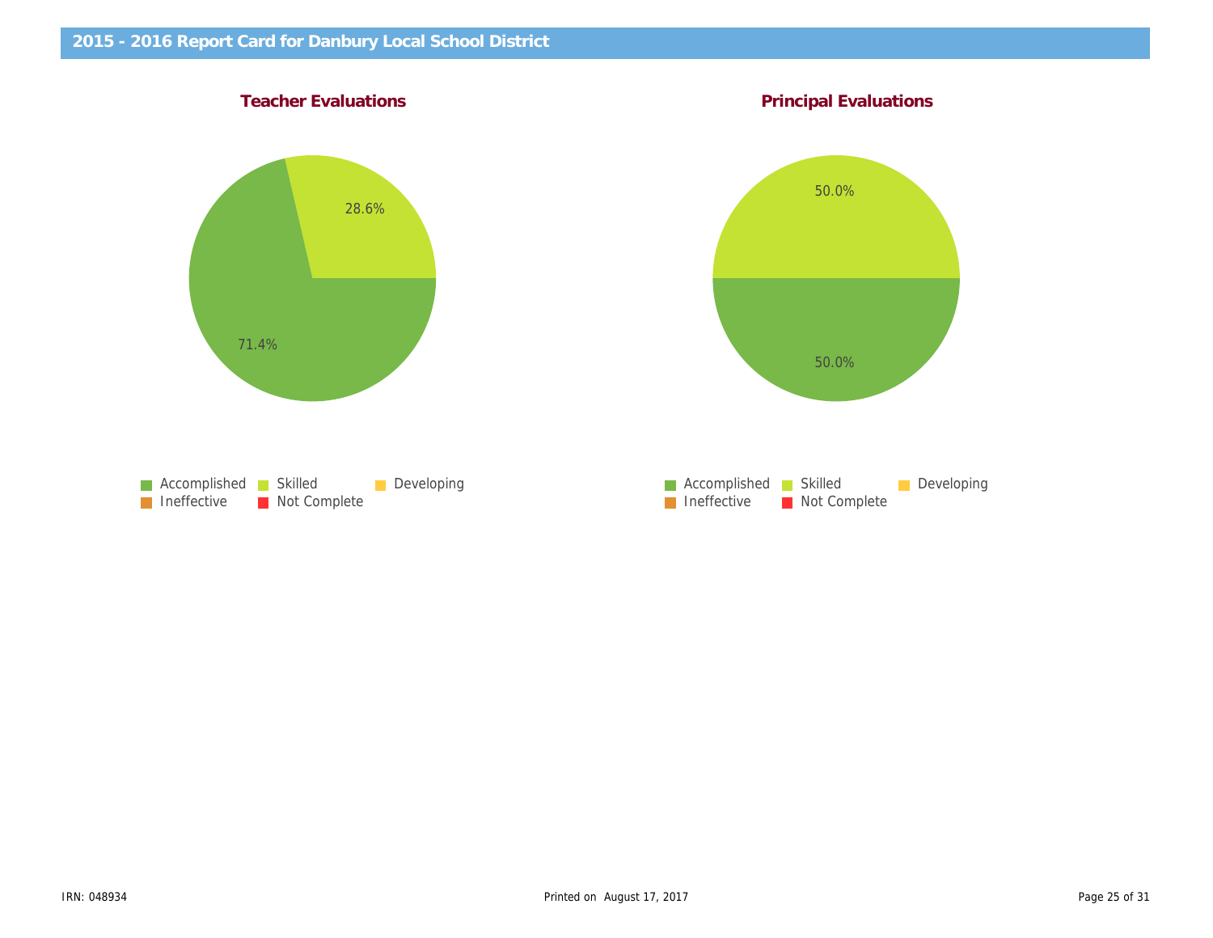## 2015 - 2016 Report Card for Danbury Local School District

### Teacher Evaluations

71.4%

28.6%

Accomplished  Skilled  Developing
Ineffective  Not Complete

### Principal Evaluations

50.0%

50.0%

Accomplished  Skilled  Developing
Ineffective  Not Complete

IRN: 048934

Printed on August 17, 2017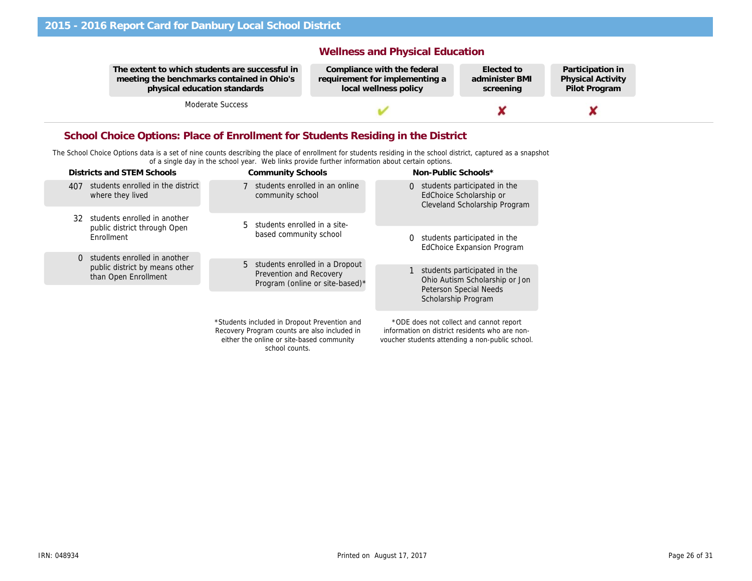## 2015 - 2016 Report Card for Danbury Local School District

### Wellness and Physical Education

| The extent to which students are successful in meeting the benchmarks contained in Ohio's physical education standards | Compliance with the federal requirement for implementing a local wellness policy | Elected to administer BMI screening | Participation in Physical Activity Pilot Program |
| --- | --- | --- | --- |
| Moderate Success | ✔ | ✘ | ✘ |

### School Choice Options: Place of Enrollment for Students Residing in the District

The School Choice Options data is a set of nine counts describing the place of enrollment for students residing in the school district, captured as a snapshot of a single day in the school year. Web links provide further information about certain options.

**Districts and STEM Schools**

- 407 students enrolled in the district where they lived
- 32 students enrolled in another public district through Open Enrollment
- 0 students enrolled in another public district by means other than Open Enrollment

**Community Schools**

- 7 students enrolled in an online community school
- 5 students enrolled in a site-based community school
- 5 students enrolled in a Dropout Prevention and Recovery Program (online or site-based)*

*Students included in Dropout Prevention and Recovery Program counts are also included in either the online or site-based community school counts.

**Non-Public Schools***

- 0 students participated in the EdChoice Scholarship or Cleveland Scholarship Program
- 0 students participated in the EdChoice Expansion Program
- 1 students participated in the Ohio Autism Scholarship or Jon Peterson Special Needs Scholarship Program

*ODE does not collect and cannot report information on district residents who are non-voucher students attending a non-public school.

IRN: 048934

Printed on August 17, 2017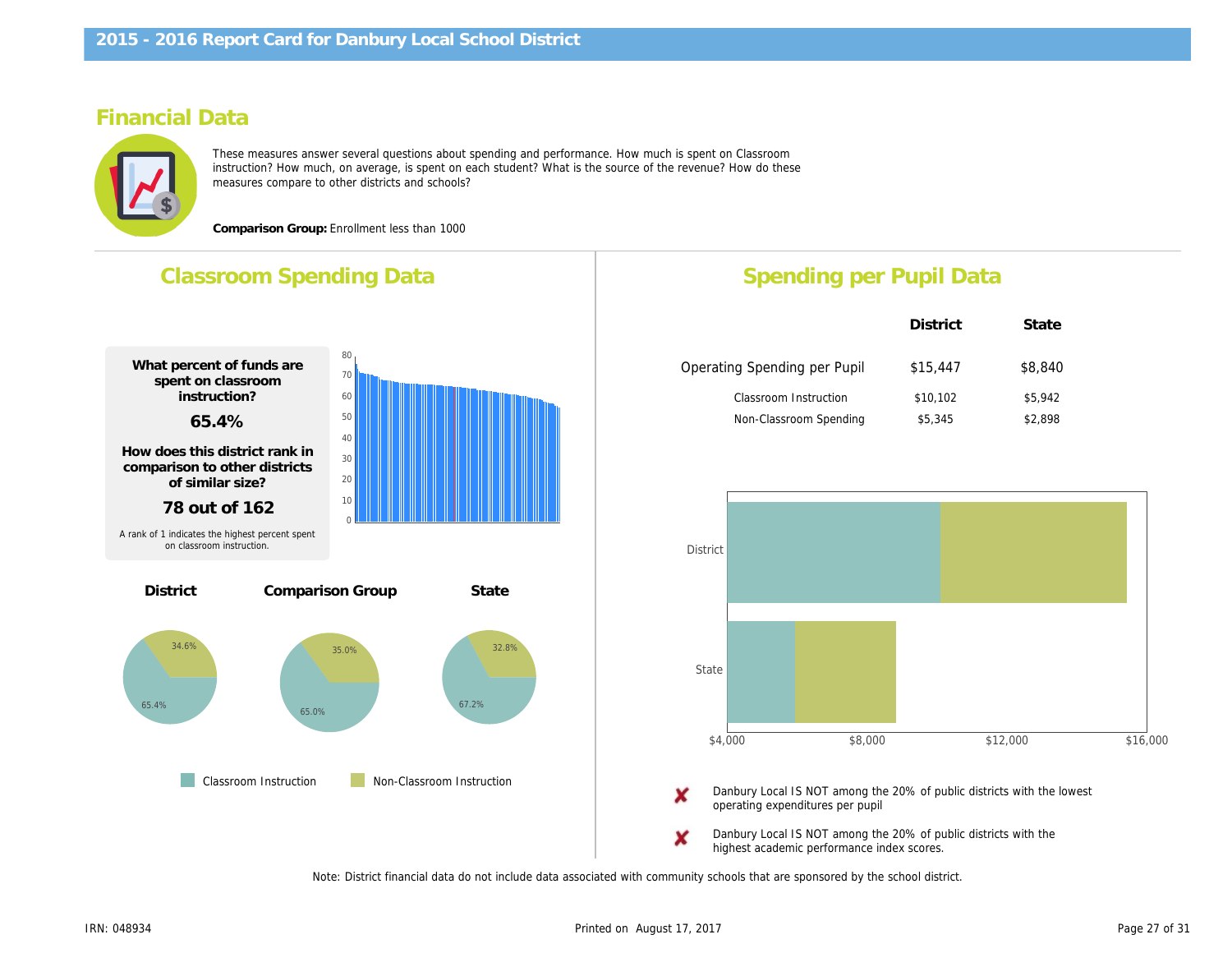# 2015 - 2016 Report Card for Danbury Local School District

## Financial Data

These measures answer several questions about spending and performance. How much is spent on Classroom instruction? How much, on average, is spent on each student? What is the source of the revenue? How do these measures compare to other districts and schools?

**Comparison Group:** Enrollment less than 1000

### Classroom Spending Data

**What percent of funds are spent on classroom instruction?**

**65.4%**

**How does this district rank in comparison to other districts of similar size?**

**78 out of 162**

A rank of 1 indicates the highest percent spent on classroom instruction.

| | District | Comparison Group | State |
|---|---|---|---|
| Classroom Instruction | 65.4% | 65.0% | 67.2% |
| Non-Classroom Instruction | 34.6% | 35.0% | 32.8% |

### Spending per Pupil Data

| | District | State |
|---|---|---|
| Operating Spending per Pupil | $15,447 | $8,840 |
| Classroom Instruction | $10,102 | $5,942 |
| Non-Classroom Spending | $5,345 | $2,898 |

✘ Danbury Local IS NOT among the 20% of public districts with the lowest operating expenditures per pupil

✘ Danbury Local IS NOT among the 20% of public districts with the highest academic performance index scores.

Note: District financial data do not include data associated with community schools that are sponsored by the school district.

IRN: 048934

Printed on August 17, 2017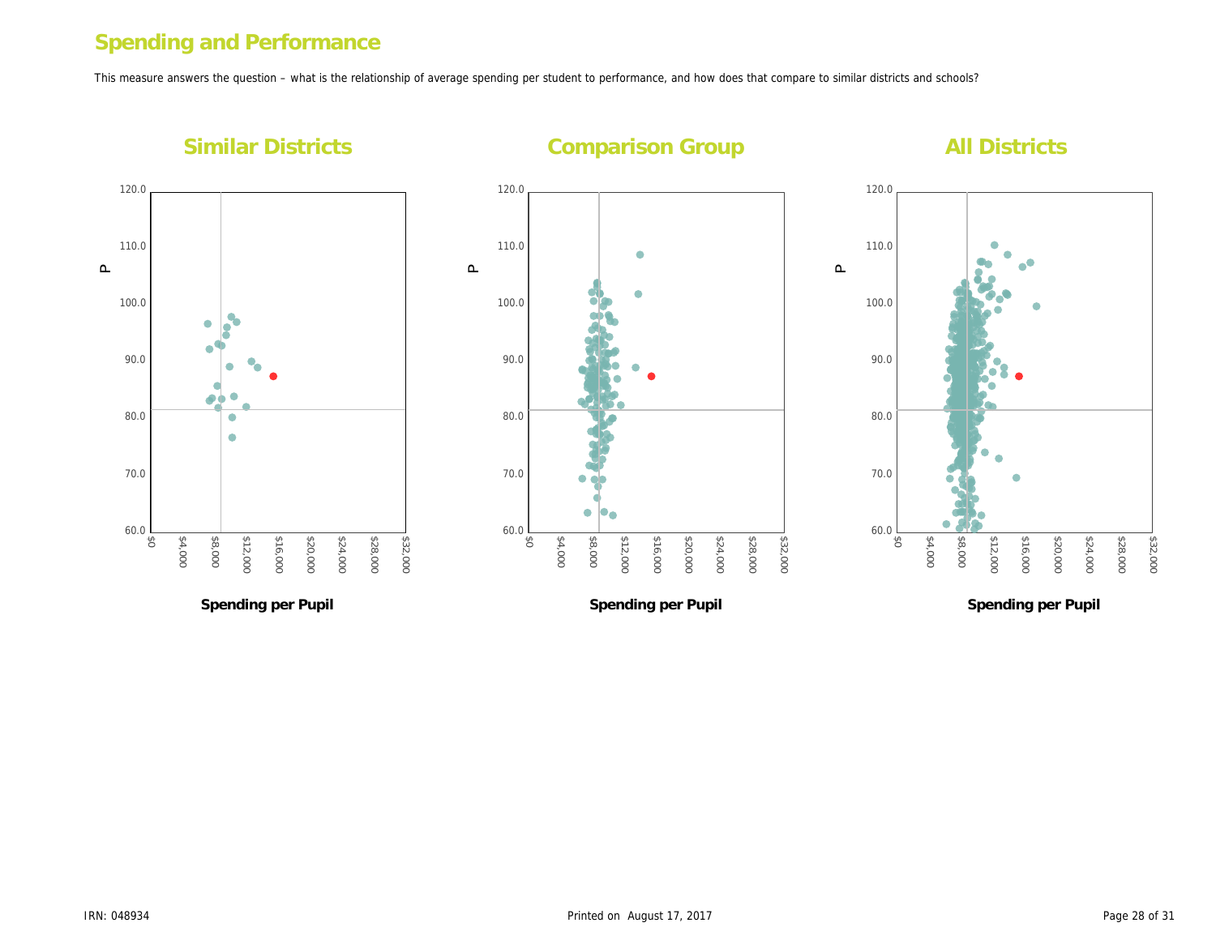# Spending and Performance

This measure answers the question – what is the relationship of average spending per student to performance, and how does that compare to similar districts and schools?

## Similar Districts

P

120.0
110.0
100.0
90.0
80.0
70.0
60.0

$0 $4,000 $8,000 $12,000 $16,000 $20,000 $24,000 $28,000 $32,000

**Spending per Pupil**

## Comparison Group

P

120.0
110.0
100.0
90.0
80.0
70.0
60.0

$0 $4,000 $8,000 $12,000 $16,000 $20,000 $24,000 $28,000 $32,000

**Spending per Pupil**

## All Districts

P

120.0
110.0
100.0
90.0
80.0
70.0
60.0

$0 $4,000 $8,000 $12,000 $16,000 $20,000 $24,000 $28,000 $32,000

**Spending per Pupil**

IRN: 048934

Printed on August 17, 2017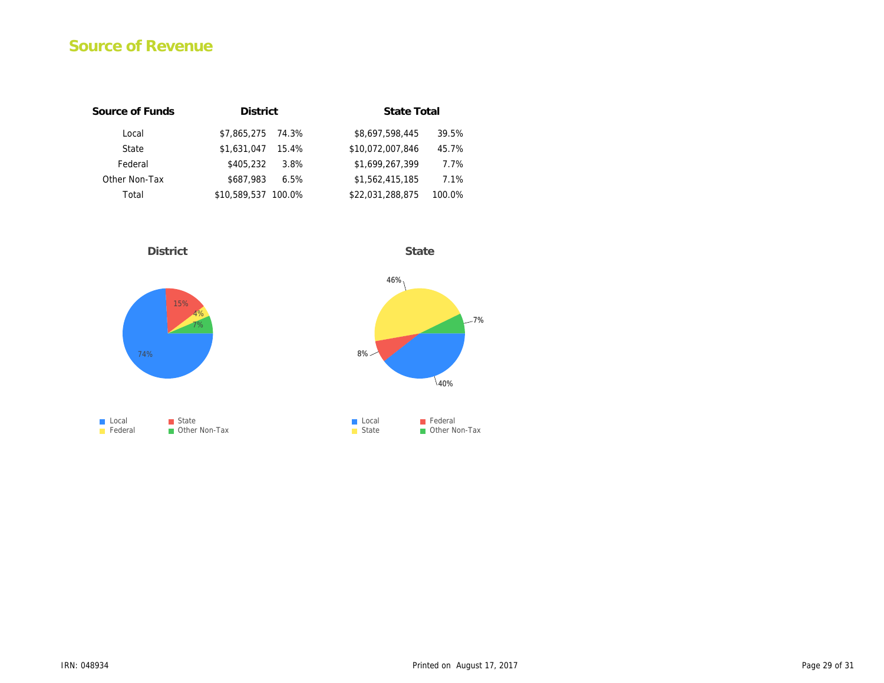# Source of Revenue

| Source of Funds | District | | State Total | |
|---|---|---|---|---|
| Local | $7,865,275 | 74.3% | $8,697,598,445 | 39.5% |
| State | $1,631,047 | 15.4% | $10,072,007,846 | 45.7% |
| Federal | $405,232 | 3.8% | $1,699,267,399 | 7.7% |
| Other Non-Tax | $687,983 | 6.5% | $1,562,415,185 | 7.1% |
| Total | $10,589,537 | 100.0% | $22,031,288,875 | 100.0% |

**District**

74%
15%
4%
7%

Local
State
Federal
Other Non-Tax

**State**

46%
7%
8%
40%

Local
Federal
State
Other Non-Tax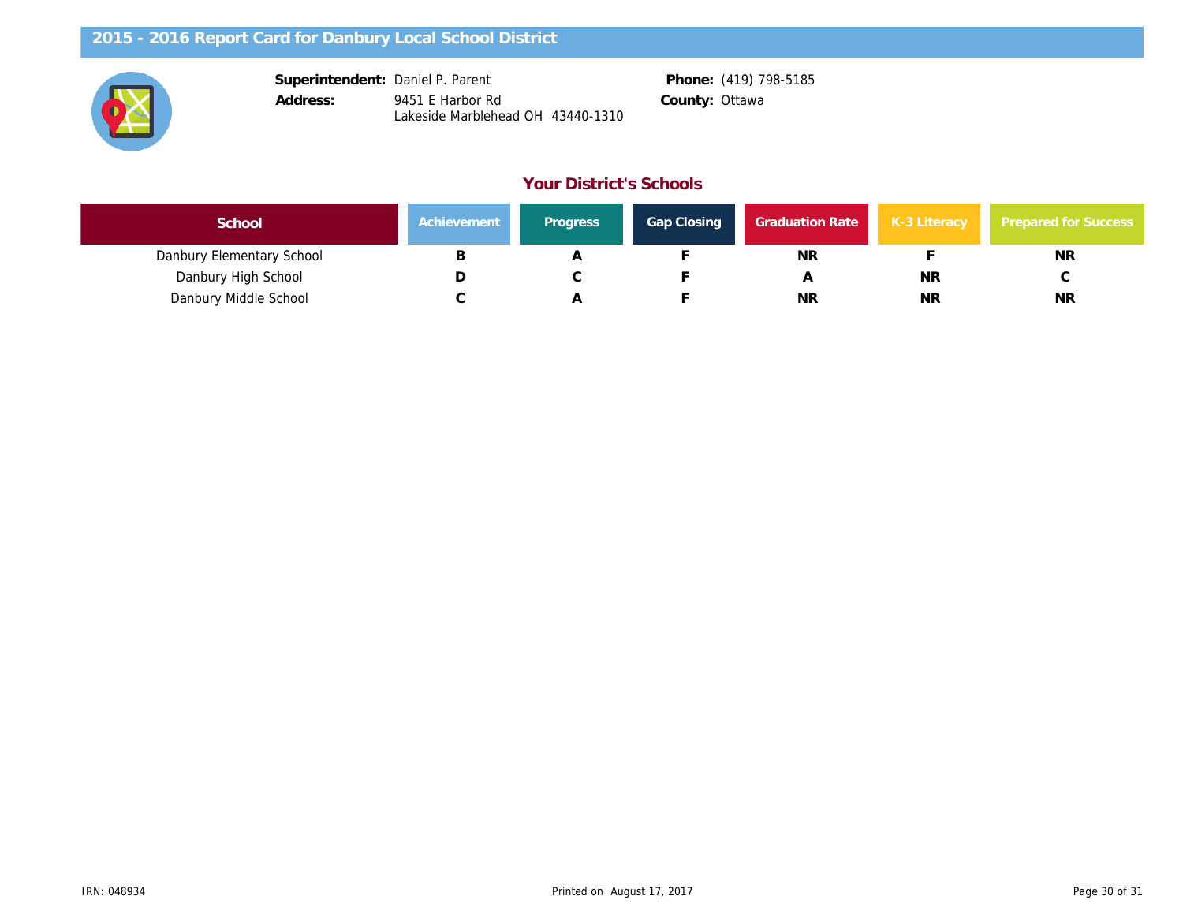# 2015 - 2016 Report Card for Danbury Local School District

**Superintendent:** Daniel P. Parent
**Address:** 9451 E Harbor Rd
Lakeside Marblehead OH 43440-1310

**Phone:** (419) 798-5185
**County:** Ottawa

## Your District's Schools

| School | Achievement | Progress | Gap Closing | Graduation Rate | K-3 Literacy | Prepared for Success |
|---|---|---|---|---|---|---|
| Danbury Elementary School | B | A | F | NR | F | NR |
| Danbury High School | D | C | F | A | NR | C |
| Danbury Middle School | C | A | F | NR | NR | NR |

IRN: 048934

Printed on August 17, 2017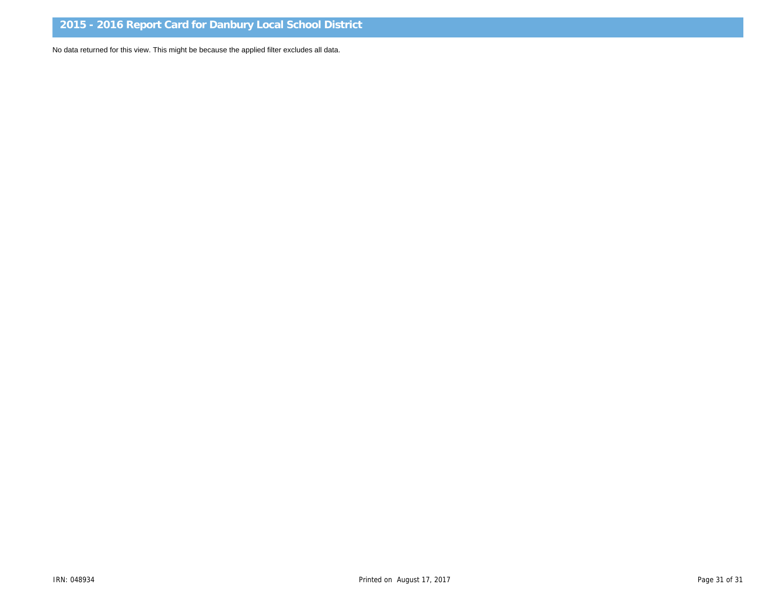## 2015 - 2016 Report Card for Danbury Local School District

No data returned for this view. This might be because the applied filter excludes all data.

IRN: 048934

Printed on August 17, 2017